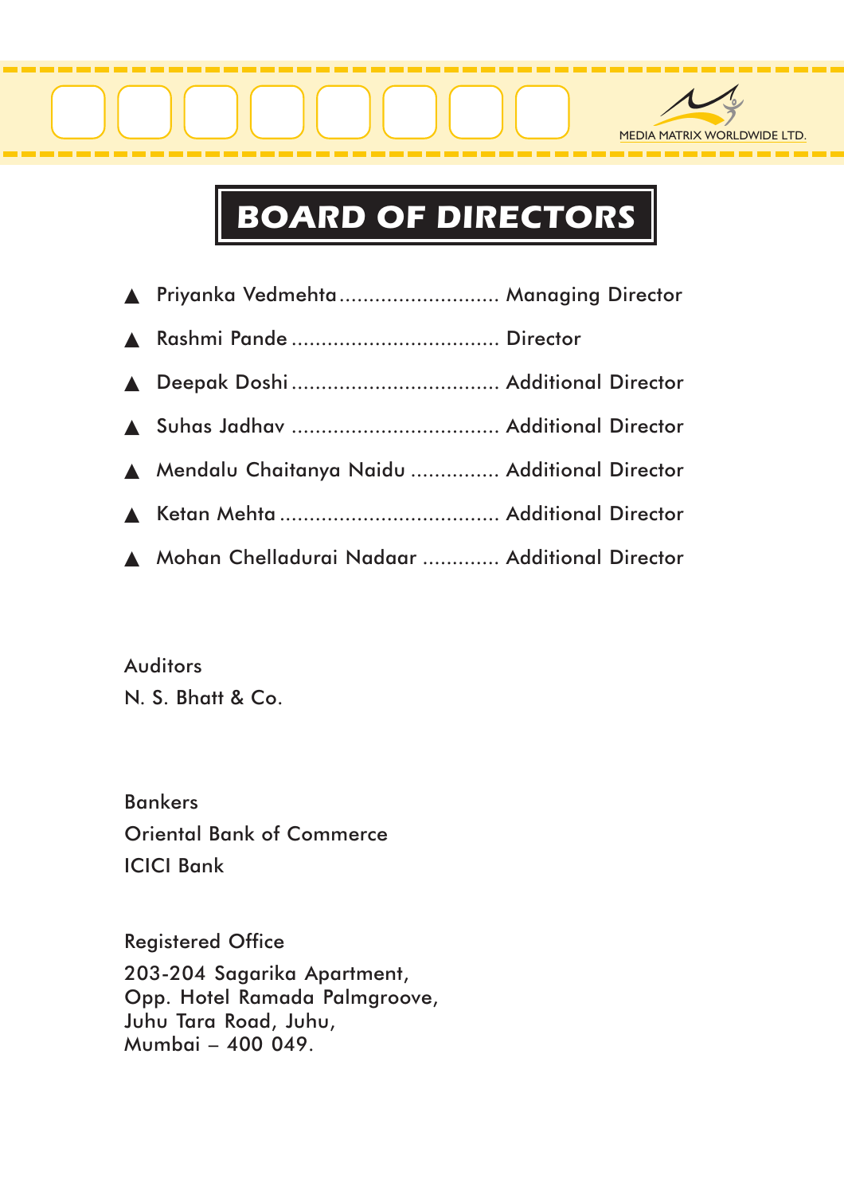# BOARD OF DIRECTORS

- Priyanka Vedmehta........................... Managing Director
- Rashmi Pande ................................... Director
- Deepak Doshi ................................... Additional Director
- Suhas Jadhav ................................... Additional Director
- Mendalu Chaitanya Naidu ............... Additional Director
- Ketan Mehta ..................................... Additional Director
- Mohan Chelladurai Nadaar ............. Additional Director

Auditors
N. S. Bhatt & Co.

Bankers
Oriental Bank of Commerce
ICICI Bank

Registered Office
203-204 Sagarika Apartment,
Opp. Hotel Ramada Palmgroove,
Juhu Tara Road, Juhu,
Mumbai – 400 049.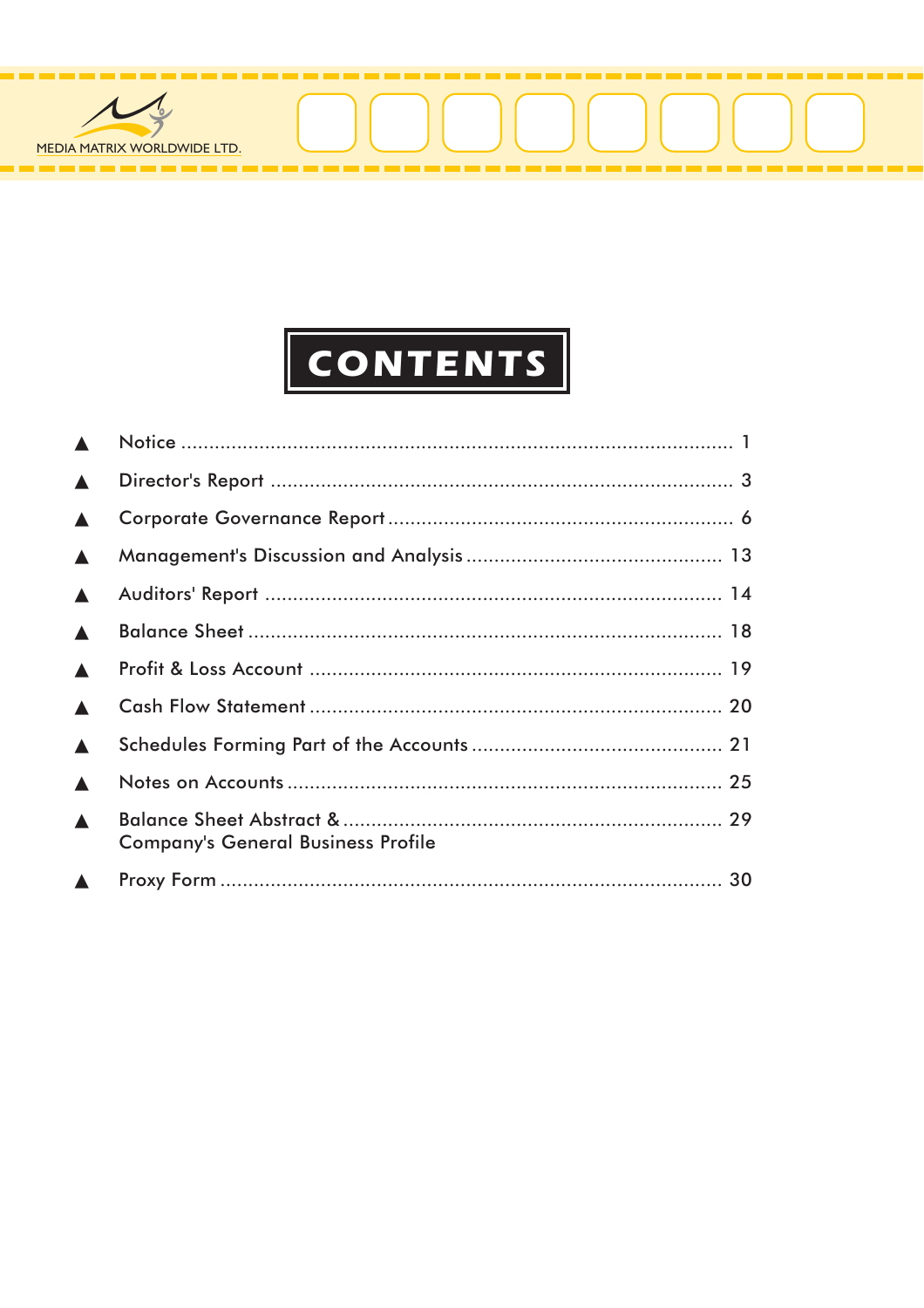MEDIA MATRIX WORLDWIDE LTD.

# CONTENTS

| | | |
|---|---|---|
| ▲ | Notice | 1 |
| ▲ | Director's Report | 3 |
| ▲ | Corporate Governance Report | 6 |
| ▲ | Management's Discussion and Analysis | 13 |
| ▲ | Auditors' Report | 14 |
| ▲ | Balance Sheet | 18 |
| ▲ | Profit & Loss Account | 19 |
| ▲ | Cash Flow Statement | 20 |
| ▲ | Schedules Forming Part of the Accounts | 21 |
| ▲ | Notes on Accounts | 25 |
| ▲ | Balance Sheet Abstract & Company's General Business Profile | 29 |
| ▲ | Proxy Form | 30 |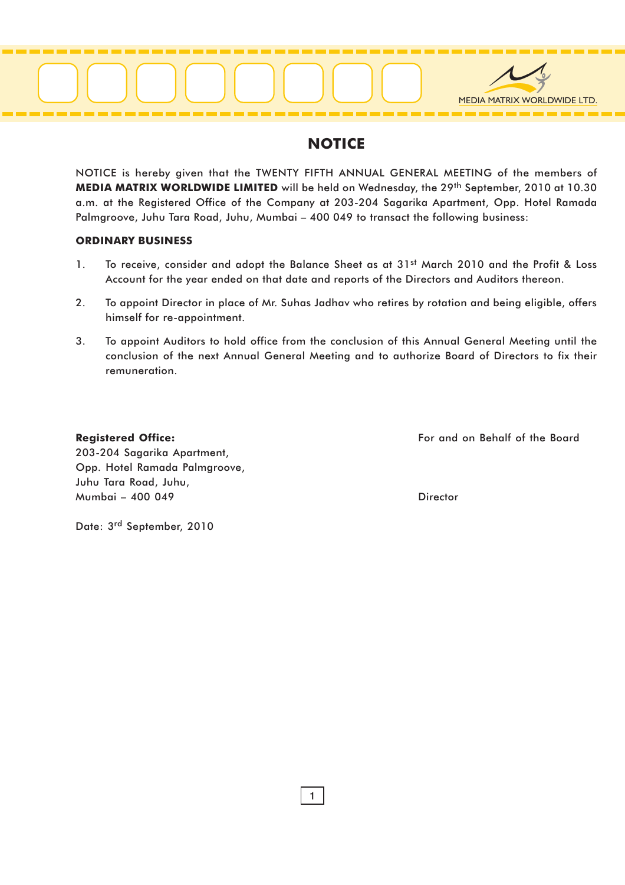# NOTICE

NOTICE is hereby given that the TWENTY FIFTH ANNUAL GENERAL MEETING of the members of **MEDIA MATRIX WORLDWIDE LIMITED** will be held on Wednesday, the 29th September, 2010 at 10.30 a.m. at the Registered Office of the Company at 203-204 Sagarika Apartment, Opp. Hotel Ramada Palmgroove, Juhu Tara Road, Juhu, Mumbai – 400 049 to transact the following business:

**ORDINARY BUSINESS**

1. To receive, consider and adopt the Balance Sheet as at 31st March 2010 and the Profit & Loss Account for the year ended on that date and reports of the Directors and Auditors thereon.

2. To appoint Director in place of Mr. Suhas Jadhav who retires by rotation and being eligible, offers himself for re-appointment.

3. To appoint Auditors to hold office from the conclusion of this Annual General Meeting until the conclusion of the next Annual General Meeting and to authorize Board of Directors to fix their remuneration.

**Registered Office:**
203-204 Sagarika Apartment,
Opp. Hotel Ramada Palmgroove,
Juhu Tara Road, Juhu,
Mumbai – 400 049

For and on Behalf of the Board

Director

Date: 3rd September, 2010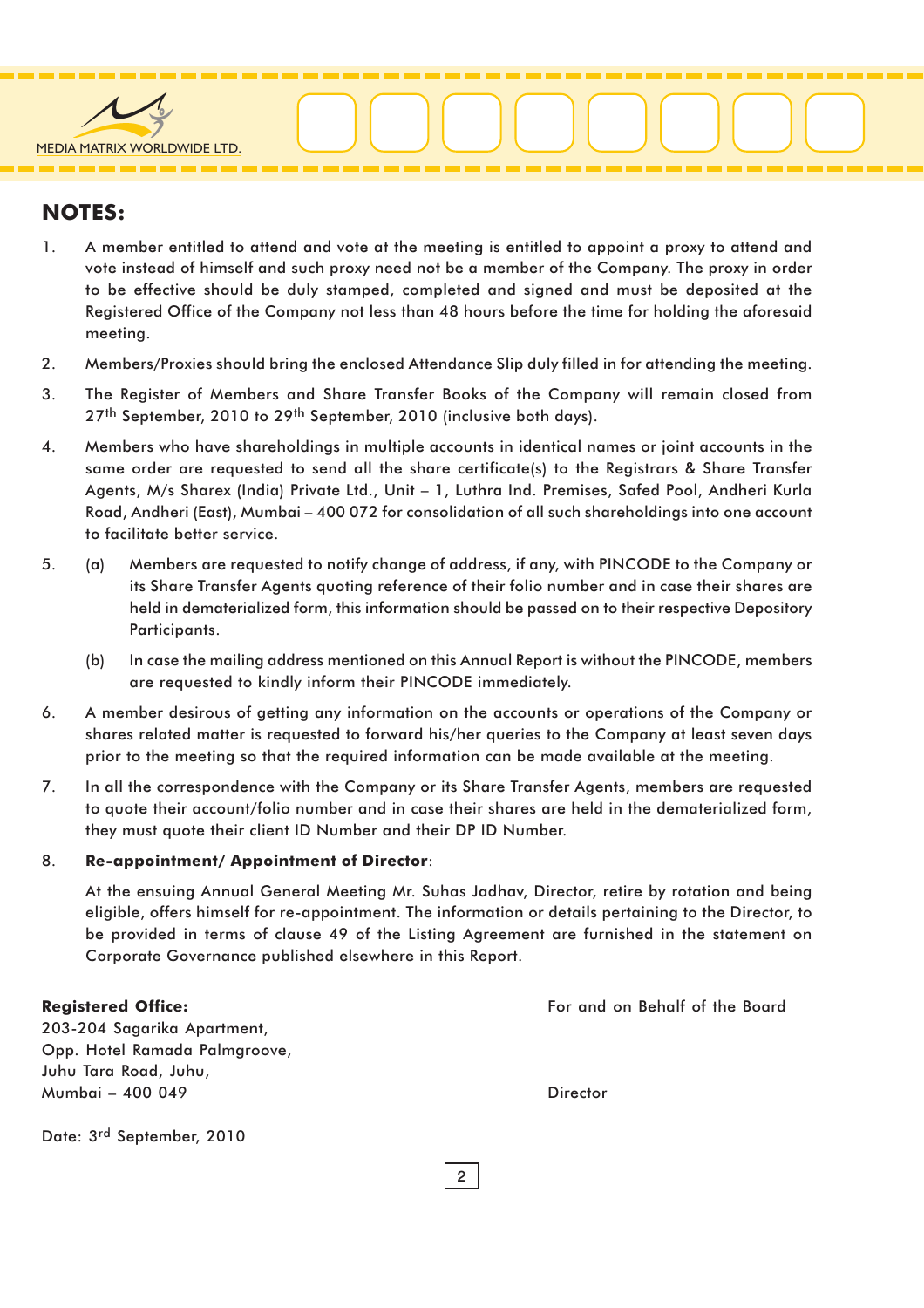## NOTES:

1. A member entitled to attend and vote at the meeting is entitled to appoint a proxy to attend and vote instead of himself and such proxy need not be a member of the Company. The proxy in order to be effective should be duly stamped, completed and signed and must be deposited at the Registered Office of the Company not less than 48 hours before the time for holding the aforesaid meeting.

2. Members/Proxies should bring the enclosed Attendance Slip duly filled in for attending the meeting.

3. The Register of Members and Share Transfer Books of the Company will remain closed from 27th September, 2010 to 29th September, 2010 (inclusive both days).

4. Members who have shareholdings in multiple accounts in identical names or joint accounts in the same order are requested to send all the share certificate(s) to the Registrars & Share Transfer Agents, M/s Sharex (India) Private Ltd., Unit – 1, Luthra Ind. Premises, Safed Pool, Andheri Kurla Road, Andheri (East), Mumbai – 400 072 for consolidation of all such shareholdings into one account to facilitate better service.

5. (a) Members are requested to notify change of address, if any, with PINCODE to the Company or its Share Transfer Agents quoting reference of their folio number and in case their shares are held in dematerialized form, this information should be passed on to their respective Depository Participants.

   (b) In case the mailing address mentioned on this Annual Report is without the PINCODE, members are requested to kindly inform their PINCODE immediately.

6. A member desirous of getting any information on the accounts or operations of the Company or shares related matter is requested to forward his/her queries to the Company at least seven days prior to the meeting so that the required information can be made available at the meeting.

7. In all the correspondence with the Company or its Share Transfer Agents, members are requested to quote their account/folio number and in case their shares are held in the dematerialized form, they must quote their client ID Number and their DP ID Number.

8. **Re-appointment/ Appointment of Director**:

   At the ensuing Annual General Meeting Mr. Suhas Jadhav, Director, retire by rotation and being eligible, offers himself for re-appointment. The information or details pertaining to the Director, to be provided in terms of clause 49 of the Listing Agreement are furnished in the statement on Corporate Governance published elsewhere in this Report.

**Registered Office:**
203-204 Sagarika Apartment,
Opp. Hotel Ramada Palmgroove,
Juhu Tara Road, Juhu,
Mumbai – 400 049

For and on Behalf of the Board

Director

Date: 3rd September, 2010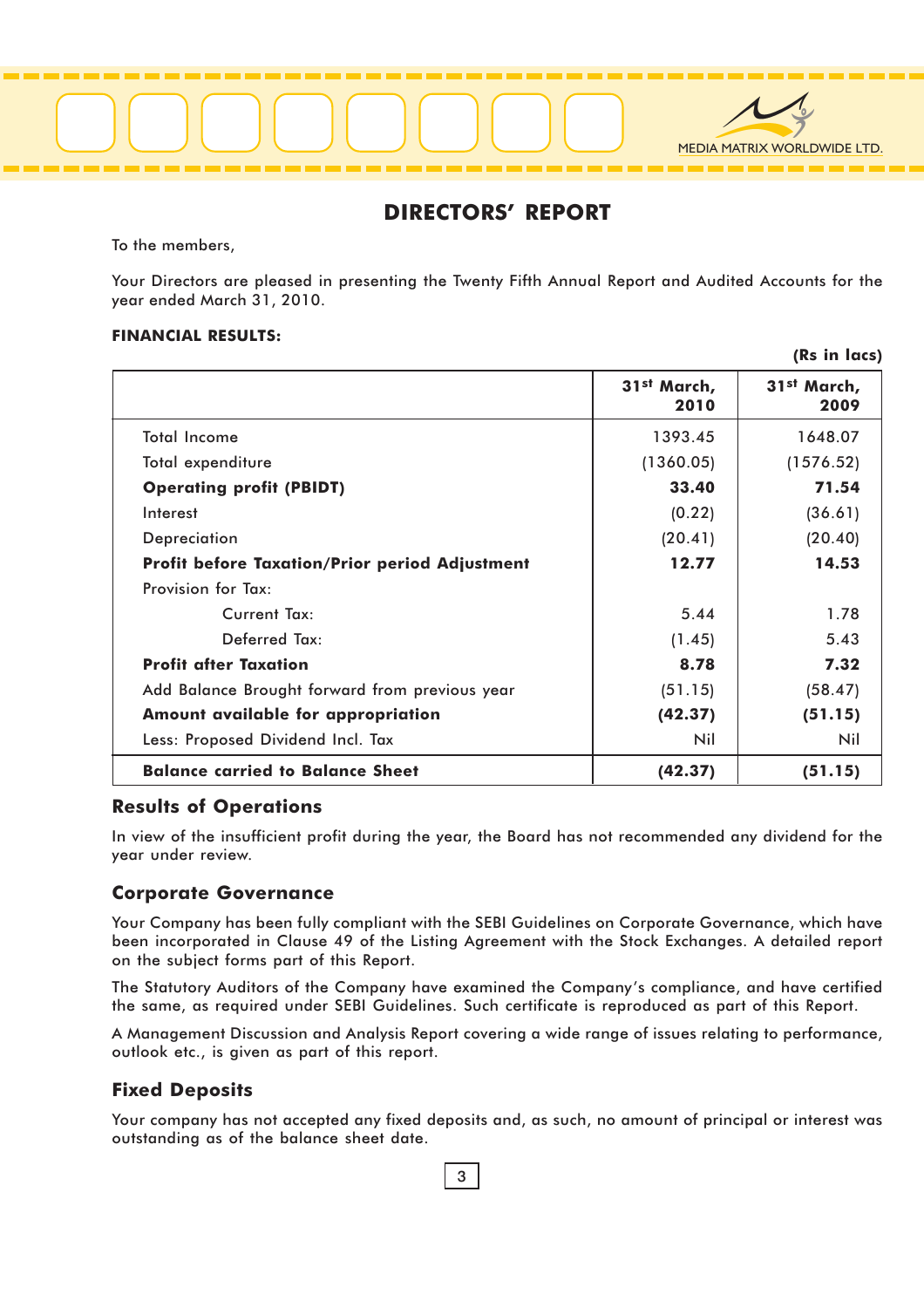# DIRECTORS' REPORT

To the members,

Your Directors are pleased in presenting the Twenty Fifth Annual Report and Audited Accounts for the year ended March 31, 2010.

**FINANCIAL RESULTS:**

**(Rs in lacs)**

| | **31st March, 2010** | **31st March, 2009** |
|---|---|---|
| Total Income | 1393.45 | 1648.07 |
| Total expenditure | (1360.05) | (1576.52) |
| **Operating profit (PBIDT)** | **33.40** | **71.54** |
| Interest | (0.22) | (36.61) |
| Depreciation | (20.41) | (20.40) |
| **Profit before Taxation/Prior period Adjustment** | **12.77** | **14.53** |
| Provision for Tax: | | |
| Current Tax: | 5.44 | 1.78 |
| Deferred Tax: | (1.45) | 5.43 |
| **Profit after Taxation** | **8.78** | **7.32** |
| Add Balance Brought forward from previous year | (51.15) | (58.47) |
| **Amount available for appropriation** | **(42.37)** | **(51.15)** |
| Less: Proposed Dividend Incl. Tax | Nil | Nil |
| **Balance carried to Balance Sheet** | **(42.37)** | **(51.15)** |

## Results of Operations

In view of the insufficient profit during the year, the Board has not recommended any dividend for the year under review.

## Corporate Governance

Your Company has been fully compliant with the SEBI Guidelines on Corporate Governance, which have been incorporated in Clause 49 of the Listing Agreement with the Stock Exchanges. A detailed report on the subject forms part of this Report.

The Statutory Auditors of the Company have examined the Company's compliance, and have certified the same, as required under SEBI Guidelines. Such certificate is reproduced as part of this Report.

A Management Discussion and Analysis Report covering a wide range of issues relating to performance, outlook etc., is given as part of this report.

## Fixed Deposits

Your company has not accepted any fixed deposits and, as such, no amount of principal or interest was outstanding as of the balance sheet date.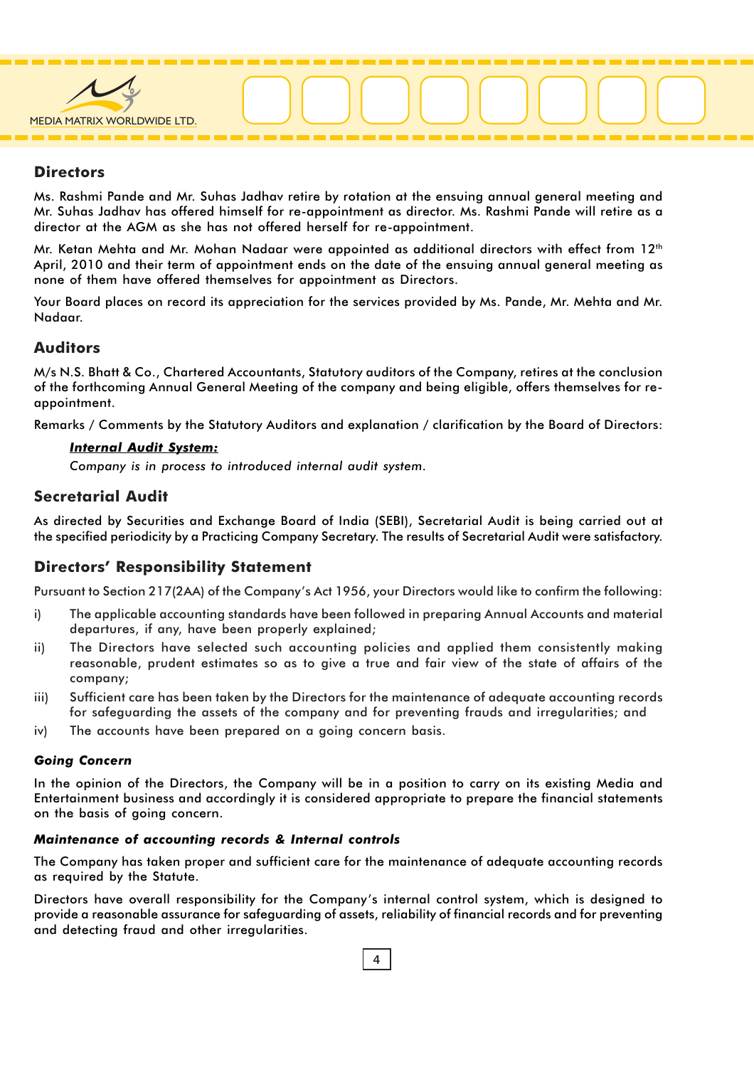## Directors

Ms. Rashmi Pande and Mr. Suhas Jadhav retire by rotation at the ensuing annual general meeting and Mr. Suhas Jadhav has offered himself for re-appointment as director. Ms. Rashmi Pande will retire as a director at the AGM as she has not offered herself for re-appointment.

Mr. Ketan Mehta and Mr. Mohan Nadaar were appointed as additional directors with effect from 12th April, 2010 and their term of appointment ends on the date of the ensuing annual general meeting as none of them have offered themselves for appointment as Directors.

Your Board places on record its appreciation for the services provided by Ms. Pande, Mr. Mehta and Mr. Nadaar.

## Auditors

M/s N.S. Bhatt & Co., Chartered Accountants, Statutory auditors of the Company, retires at the conclusion of the forthcoming Annual General Meeting of the company and being eligible, offers themselves for re-appointment.

Remarks / Comments by the Statutory Auditors and explanation / clarification by the Board of Directors:

***Internal Audit System:***

*Company is in process to introduced internal audit system.*

## Secretarial Audit

As directed by Securities and Exchange Board of India (SEBI), Secretarial Audit is being carried out at the specified periodicity by a Practicing Company Secretary. The results of Secretarial Audit were satisfactory.

## Directors' Responsibility Statement

Pursuant to Section 217(2AA) of the Company's Act 1956, your Directors would like to confirm the following:

i) The applicable accounting standards have been followed in preparing Annual Accounts and material departures, if any, have been properly explained;

ii) The Directors have selected such accounting policies and applied them consistently making reasonable, prudent estimates so as to give a true and fair view of the state of affairs of the company;

iii) Sufficient care has been taken by the Directors for the maintenance of adequate accounting records for safeguarding the assets of the company and for preventing frauds and irregularities; and

iv) The accounts have been prepared on a going concern basis.

***Going Concern***

In the opinion of the Directors, the Company will be in a position to carry on its existing Media and Entertainment business and accordingly it is considered appropriate to prepare the financial statements on the basis of going concern.

***Maintenance of accounting records & Internal controls***

The Company has taken proper and sufficient care for the maintenance of adequate accounting records as required by the Statute.

Directors have overall responsibility for the Company's internal control system, which is designed to provide a reasonable assurance for safeguarding of assets, reliability of financial records and for preventing and detecting fraud and other irregularities.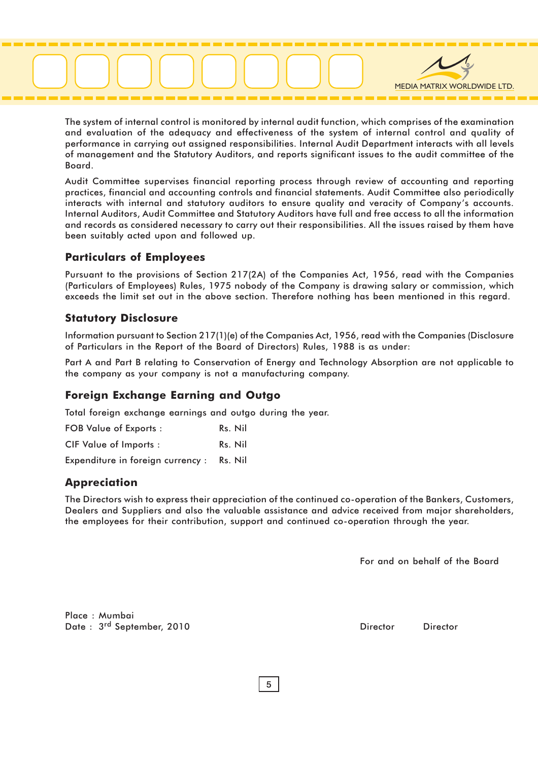The system of internal control is monitored by internal audit function, which comprises of the examination and evaluation of the adequacy and effectiveness of the system of internal control and quality of performance in carrying out assigned responsibilities. Internal Audit Department interacts with all levels of management and the Statutory Auditors, and reports significant issues to the audit committee of the Board.

Audit Committee supervises financial reporting process through review of accounting and reporting practices, financial and accounting controls and financial statements. Audit Committee also periodically interacts with internal and statutory auditors to ensure quality and veracity of Company's accounts. Internal Auditors, Audit Committee and Statutory Auditors have full and free access to all the information and records as considered necessary to carry out their responsibilities. All the issues raised by them have been suitably acted upon and followed up.

## Particulars of Employees

Pursuant to the provisions of Section 217(2A) of the Companies Act, 1956, read with the Companies (Particulars of Employees) Rules, 1975 nobody of the Company is drawing salary or commission, which exceeds the limit set out in the above section. Therefore nothing has been mentioned in this regard.

## Statutory Disclosure

Information pursuant to Section 217(1)(e) of the Companies Act, 1956, read with the Companies (Disclosure of Particulars in the Report of the Board of Directors) Rules, 1988 is as under:

Part A and Part B relating to Conservation of Energy and Technology Absorption are not applicable to the company as your company is not a manufacturing company.

## Foreign Exchange Earning and Outgo

Total foreign exchange earnings and outgo during the year.

FOB Value of Exports : Rs. Nil

CIF Value of Imports : Rs. Nil

Expenditure in foreign currency : Rs. Nil

## Appreciation

The Directors wish to express their appreciation of the continued co-operation of the Bankers, Customers, Dealers and Suppliers and also the valuable assistance and advice received from major shareholders, the employees for their contribution, support and continued co-operation through the year.

For and on behalf of the Board

Place : Mumbai
Date : 3rd September, 2010

Director Director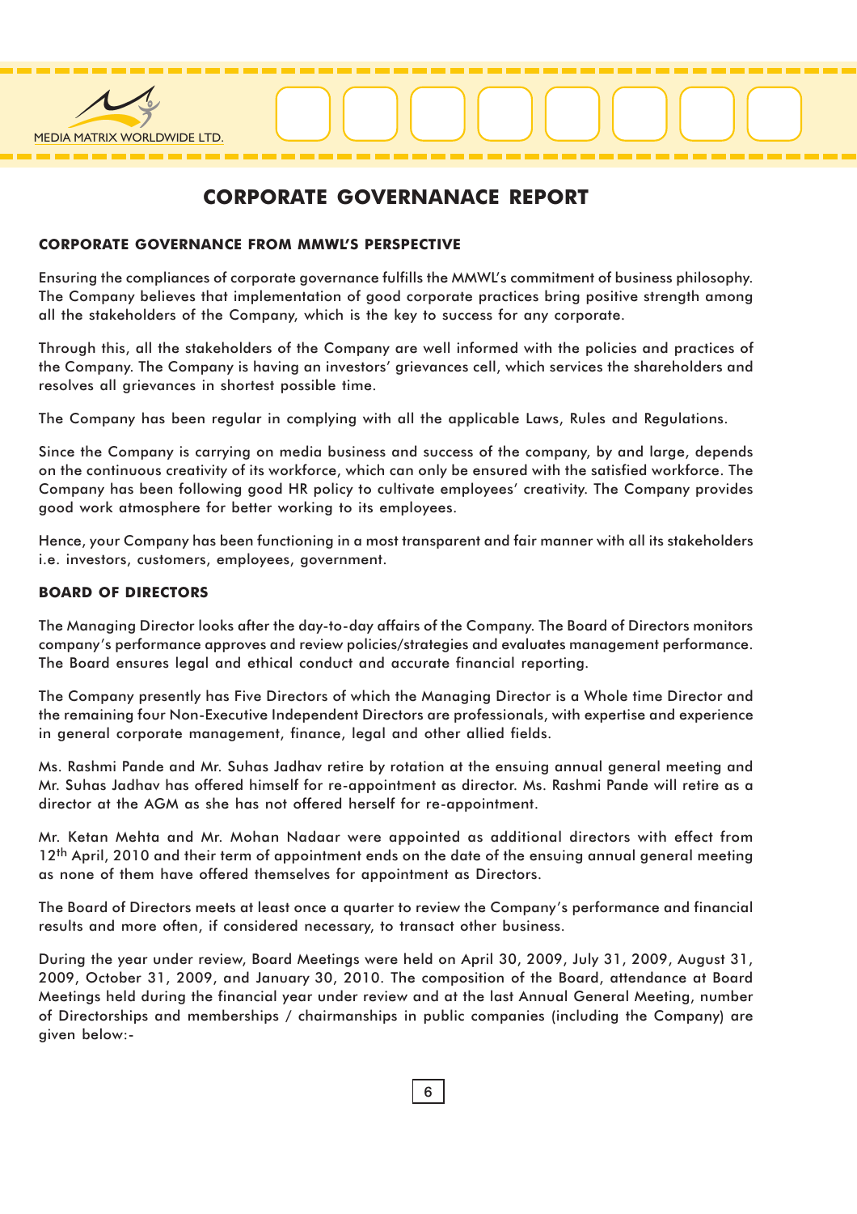# CORPORATE GOVERNANACE REPORT

### CORPORATE GOVERNANCE FROM MMWL'S PERSPECTIVE

Ensuring the compliances of corporate governance fulfills the MMWL's commitment of business philosophy. The Company believes that implementation of good corporate practices bring positive strength among all the stakeholders of the Company, which is the key to success for any corporate.

Through this, all the stakeholders of the Company are well informed with the policies and practices of the Company. The Company is having an investors' grievances cell, which services the shareholders and resolves all grievances in shortest possible time.

The Company has been regular in complying with all the applicable Laws, Rules and Regulations.

Since the Company is carrying on media business and success of the company, by and large, depends on the continuous creativity of its workforce, which can only be ensured with the satisfied workforce. The Company has been following good HR policy to cultivate employees' creativity. The Company provides good work atmosphere for better working to its employees.

Hence, your Company has been functioning in a most transparent and fair manner with all its stakeholders i.e. investors, customers, employees, government.

### BOARD OF DIRECTORS

The Managing Director looks after the day-to-day affairs of the Company. The Board of Directors monitors company's performance approves and review policies/strategies and evaluates management performance. The Board ensures legal and ethical conduct and accurate financial reporting.

The Company presently has Five Directors of which the Managing Director is a Whole time Director and the remaining four Non-Executive Independent Directors are professionals, with expertise and experience in general corporate management, finance, legal and other allied fields.

Ms. Rashmi Pande and Mr. Suhas Jadhav retire by rotation at the ensuing annual general meeting and Mr. Suhas Jadhav has offered himself for re-appointment as director. Ms. Rashmi Pande will retire as a director at the AGM as she has not offered herself for re-appointment.

Mr. Ketan Mehta and Mr. Mohan Nadaar were appointed as additional directors with effect from 12th April, 2010 and their term of appointment ends on the date of the ensuing annual general meeting as none of them have offered themselves for appointment as Directors.

The Board of Directors meets at least once a quarter to review the Company's performance and financial results and more often, if considered necessary, to transact other business.

During the year under review, Board Meetings were held on April 30, 2009, July 31, 2009, August 31, 2009, October 31, 2009, and January 30, 2010. The composition of the Board, attendance at Board Meetings held during the financial year under review and at the last Annual General Meeting, number of Directorships and memberships / chairmanships in public companies (including the Company) are given below:-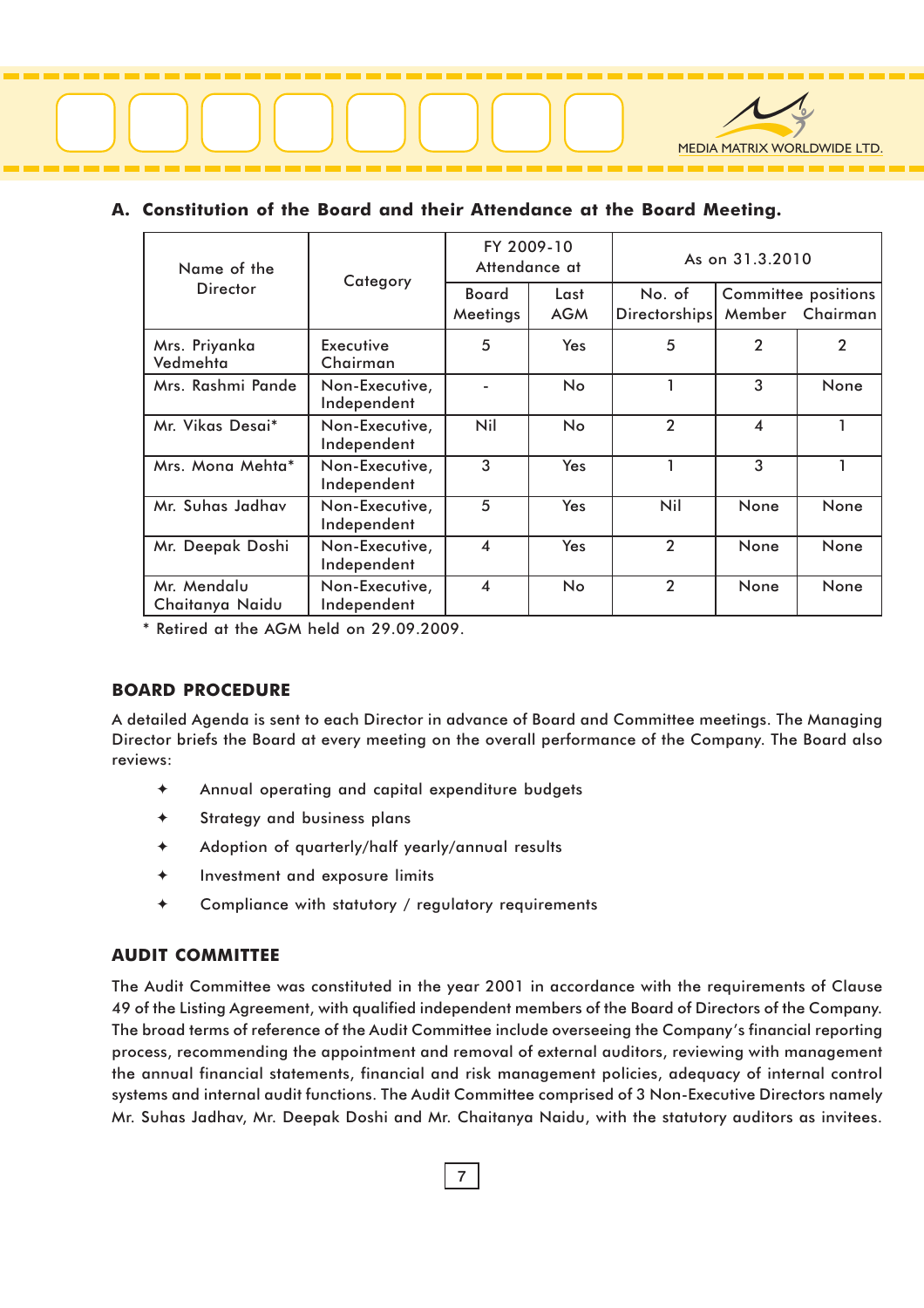## A. Constitution of the Board and their Attendance at the Board Meeting.

| Name of the Director | Category | FY 2009-10 Attendance at | | As on 31.3.2010 | | |
|---|---|---|---|---|---|---|
| | | Board Meetings | Last AGM | No. of Directorships | Committee positions Member | Chairman |
| Mrs. Priyanka Vedmehta | Executive Chairman | 5 | Yes | 5 | 2 | 2 |
| Mrs. Rashmi Pande | Non-Executive, Independent | - | No | 1 | 3 | None |
| Mr. Vikas Desai* | Non-Executive, Independent | Nil | No | 2 | 4 | 1 |
| Mrs. Mona Mehta* | Non-Executive, Independent | 3 | Yes | 1 | 3 | 1 |
| Mr. Suhas Jadhav | Non-Executive, Independent | 5 | Yes | Nil | None | None |
| Mr. Deepak Doshi | Non-Executive, Independent | 4 | Yes | 2 | None | None |
| Mr. Mendalu Chaitanya Naidu | Non-Executive, Independent | 4 | No | 2 | None | None |

\* Retired at the AGM held on 29.09.2009.

### BOARD PROCEDURE

A detailed Agenda is sent to each Director in advance of Board and Committee meetings. The Managing Director briefs the Board at every meeting on the overall performance of the Company. The Board also reviews:

- Annual operating and capital expenditure budgets
- Strategy and business plans
- Adoption of quarterly/half yearly/annual results
- Investment and exposure limits
- Compliance with statutory / regulatory requirements

### AUDIT COMMITTEE

The Audit Committee was constituted in the year 2001 in accordance with the requirements of Clause 49 of the Listing Agreement, with qualified independent members of the Board of Directors of the Company. The broad terms of reference of the Audit Committee include overseeing the Company's financial reporting process, recommending the appointment and removal of external auditors, reviewing with management the annual financial statements, financial and risk management policies, adequacy of internal control systems and internal audit functions. The Audit Committee comprised of 3 Non-Executive Directors namely Mr. Suhas Jadhav, Mr. Deepak Doshi and Mr. Chaitanya Naidu, with the statutory auditors as invitees.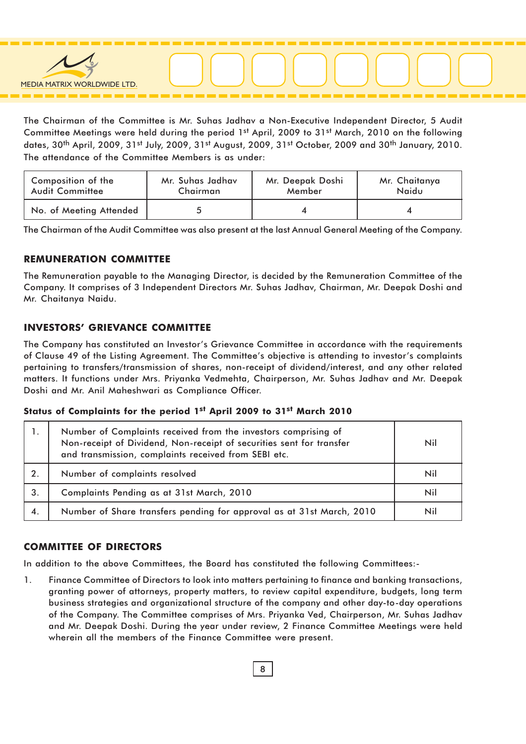The Chairman of the Committee is Mr. Suhas Jadhav a Non-Executive Independent Director, 5 Audit Committee Meetings were held during the period 1st April, 2009 to 31st March, 2010 on the following dates, 30th April, 2009, 31st July, 2009, 31st August, 2009, 31st October, 2009 and 30th January, 2010. The attendance of the Committee Members is as under:

| Composition of the Audit Committee | Mr. Suhas Jadhav Chairman | Mr. Deepak Doshi Member | Mr. Chaitanya Naidu |
|---|---|---|---|
| No. of Meeting Attended | 5 | 4 | 4 |

The Chairman of the Audit Committee was also present at the last Annual General Meeting of the Company.

## REMUNERATION COMMITTEE

The Remuneration payable to the Managing Director, is decided by the Remuneration Committee of the Company. It comprises of 3 Independent Directors Mr. Suhas Jadhav, Chairman, Mr. Deepak Doshi and Mr. Chaitanya Naidu.

## INVESTORS' GRIEVANCE COMMITTEE

The Company has constituted an Investor's Grievance Committee in accordance with the requirements of Clause 49 of the Listing Agreement. The Committee's objective is attending to investor's complaints pertaining to transfers/transmission of shares, non-receipt of dividend/interest, and any other related matters. It functions under Mrs. Priyanka Vedmehta, Chairperson, Mr. Suhas Jadhav and Mr. Deepak Doshi and Mr. Anil Maheshwari as Compliance Officer.

**Status of Complaints for the period 1st April 2009 to 31st March 2010**

| | | |
|---|---|---|
| 1. | Number of Complaints received from the investors comprising of Non-receipt of Dividend, Non-receipt of securities sent for transfer and transmission, complaints received from SEBI etc. | Nil |
| 2. | Number of complaints resolved | Nil |
| 3. | Complaints Pending as at 31st March, 2010 | Nil |
| 4. | Number of Share transfers pending for approval as at 31st March, 2010 | Nil |

## COMMITTEE OF DIRECTORS

In addition to the above Committees, the Board has constituted the following Committees:-

1. Finance Committee of Directors to look into matters pertaining to finance and banking transactions, granting power of attorneys, property matters, to review capital expenditure, budgets, long term business strategies and organizational structure of the company and other day-to-day operations of the Company. The Committee comprises of Mrs. Priyanka Ved, Chairperson, Mr. Suhas Jadhav and Mr. Deepak Doshi. During the year under review, 2 Finance Committee Meetings were held wherein all the members of the Finance Committee were present.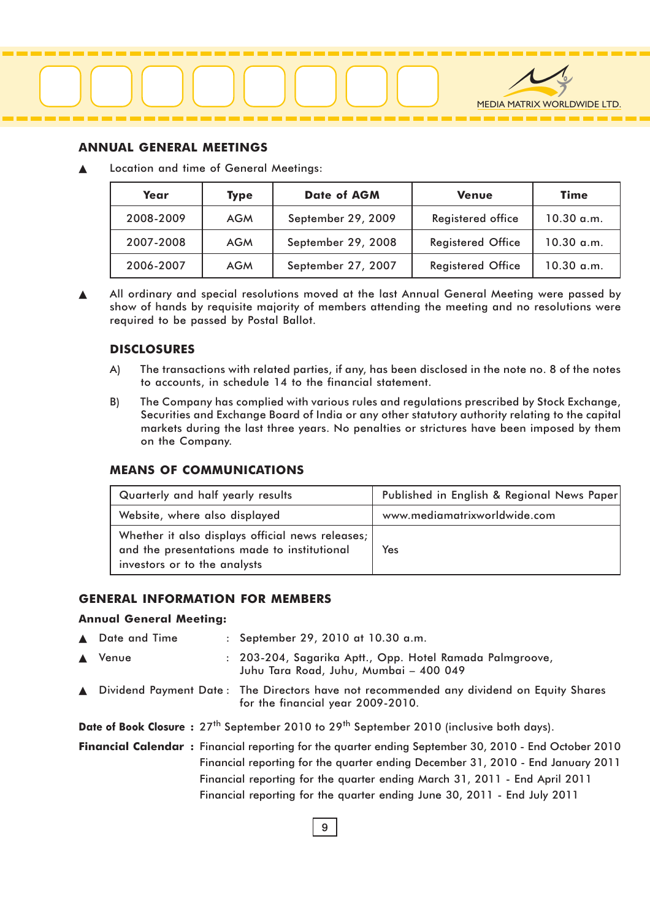## ANNUAL GENERAL MEETINGS

- Location and time of General Meetings:

| Year | Type | Date of AGM | Venue | Time |
|---|---|---|---|---|
| 2008-2009 | AGM | September 29, 2009 | Registered office | 10.30 a.m. |
| 2007-2008 | AGM | September 29, 2008 | Registered Office | 10.30 a.m. |
| 2006-2007 | AGM | September 27, 2007 | Registered Office | 10.30 a.m. |

- All ordinary and special resolutions moved at the last Annual General Meeting were passed by show of hands by requisite majority of members attending the meeting and no resolutions were required to be passed by Postal Ballot.

### DISCLOSURES

A) The transactions with related parties, if any, has been disclosed in the note no. 8 of the notes to accounts, in schedule 14 to the financial statement.

B) The Company has complied with various rules and regulations prescribed by Stock Exchange, Securities and Exchange Board of India or any other statutory authority relating to the capital markets during the last three years. No penalties or strictures have been imposed by them on the Company.

### MEANS OF COMMUNICATIONS

| | |
|---|---|
| Quarterly and half yearly results | Published in English & Regional News Paper |
| Website, where also displayed | www.mediamatrixworldwide.com |
| Whether it also displays official news releases; and the presentations made to institutional investors or to the analysts | Yes |

## GENERAL INFORMATION FOR MEMBERS

**Annual General Meeting:**

- Date and Time : September 29, 2010 at 10.30 a.m.
- Venue : 203-204, Sagarika Aptt., Opp. Hotel Ramada Palmgroove, Juhu Tara Road, Juhu, Mumbai – 400 049
- Dividend Payment Date : The Directors have not recommended any dividend on Equity Shares for the financial year 2009-2010.

**Date of Book Closure :** 27th September 2010 to 29th September 2010 (inclusive both days).

**Financial Calendar :** Financial reporting for the quarter ending September 30, 2010 - End October 2010
Financial reporting for the quarter ending December 31, 2010 - End January 2011
Financial reporting for the quarter ending March 31, 2011 - End April 2011
Financial reporting for the quarter ending June 30, 2011 - End July 2011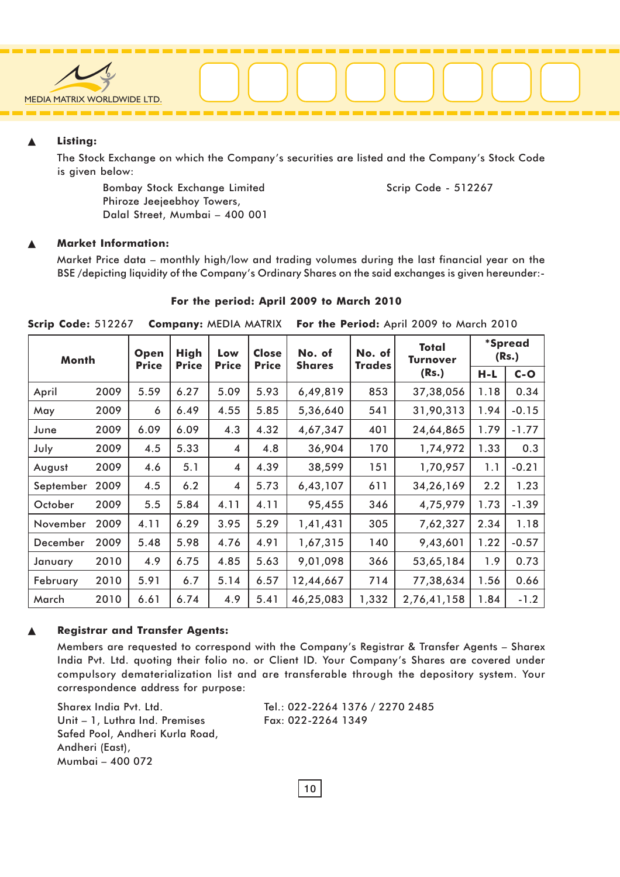- **Listing:**

  The Stock Exchange on which the Company's securities are listed and the Company's Stock Code is given below:

  Bombay Stock Exchange Limited
  Phiroze Jeejeebhoy Towers,
  Dalal Street, Mumbai – 400 001

  Scrip Code - 512267

- **Market Information:**

  Market Price data – monthly high/low and trading volumes during the last financial year on the BSE /depicting liquidity of the Company's Ordinary Shares on the said exchanges is given hereunder:-

**For the period: April 2009 to March 2010**

**Scrip Code:** 512267 **Company:** MEDIA MATRIX **For the Period:** April 2009 to March 2010

| Month | | Open Price | High Price | Low Price | Close Price | No. of Shares | No. of Trades | Total Turnover (Rs.) | *Spread (Rs.) | |
|---|---|---|---|---|---|---|---|---|---|---|
| | | | | | | | | | H-L | C-O |
| April | 2009 | 5.59 | 6.27 | 5.09 | 5.93 | 6,49,819 | 853 | 37,38,056 | 1.18 | 0.34 |
| May | 2009 | 6 | 6.49 | 4.55 | 5.85 | 5,36,640 | 541 | 31,90,313 | 1.94 | -0.15 |
| June | 2009 | 6.09 | 6.09 | 4.3 | 4.32 | 4,67,347 | 401 | 24,64,865 | 1.79 | -1.77 |
| July | 2009 | 4.5 | 5.33 | 4 | 4.8 | 36,904 | 170 | 1,74,972 | 1.33 | 0.3 |
| August | 2009 | 4.6 | 5.1 | 4 | 4.39 | 38,599 | 151 | 1,70,957 | 1.1 | -0.21 |
| September | 2009 | 4.5 | 6.2 | 4 | 5.73 | 6,43,107 | 611 | 34,26,169 | 2.2 | 1.23 |
| October | 2009 | 5.5 | 5.84 | 4.11 | 4.11 | 95,455 | 346 | 4,75,979 | 1.73 | -1.39 |
| November | 2009 | 4.11 | 6.29 | 3.95 | 5.29 | 1,41,431 | 305 | 7,62,327 | 2.34 | 1.18 |
| December | 2009 | 5.48 | 5.98 | 4.76 | 4.91 | 1,67,315 | 140 | 9,43,601 | 1.22 | -0.57 |
| January | 2010 | 4.9 | 6.75 | 4.85 | 5.63 | 9,01,098 | 366 | 53,65,184 | 1.9 | 0.73 |
| February | 2010 | 5.91 | 6.7 | 5.14 | 6.57 | 12,44,667 | 714 | 77,38,634 | 1.56 | 0.66 |
| March | 2010 | 6.61 | 6.74 | 4.9 | 5.41 | 46,25,083 | 1,332 | 2,76,41,158 | 1.84 | -1.2 |

- **Registrar and Transfer Agents:**

  Members are requested to correspond with the Company's Registrar & Transfer Agents – Sharex India Pvt. Ltd. quoting their folio no. or Client ID. Your Company's Shares are covered under compulsory dematerialization list and are transferable through the depository system. Your correspondence address for purpose:

  Sharex India Pvt. Ltd.
  Unit – 1, Luthra Ind. Premises
  Safed Pool, Andheri Kurla Road,
  Andheri (East),
  Mumbai – 400 072

  Tel.: 022-2264 1376 / 2270 2485
  Fax: 022-2264 1349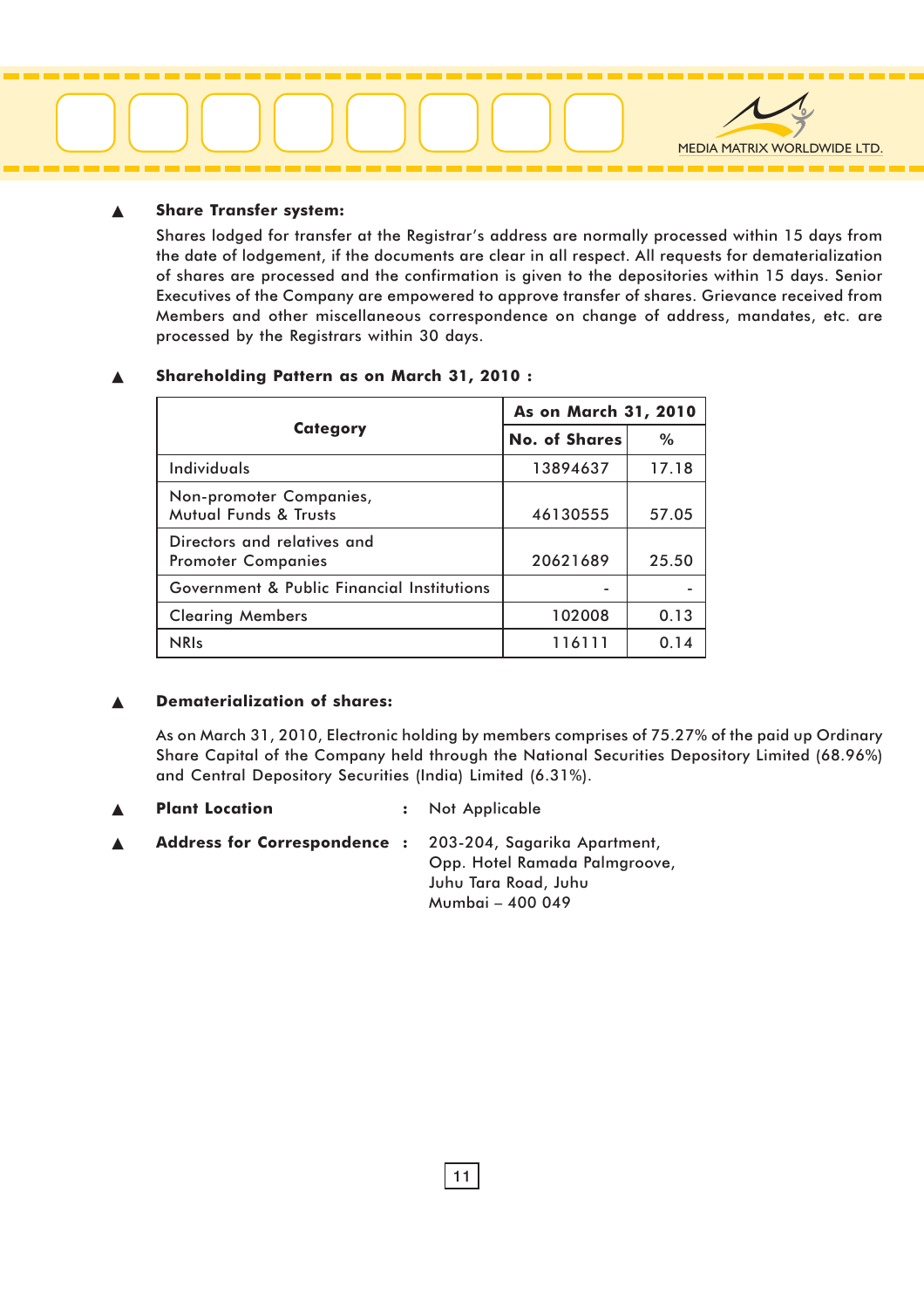- **Share Transfer system:**

  Shares lodged for transfer at the Registrar's address are normally processed within 15 days from the date of lodgement, if the documents are clear in all respect. All requests for dematerialization of shares are processed and the confirmation is given to the depositories within 15 days. Senior Executives of the Company are empowered to approve transfer of shares. Grievance received from Members and other miscellaneous correspondence on change of address, mandates, etc. are processed by the Registrars within 30 days.

- **Shareholding Pattern as on March 31, 2010 :**

| Category | As on March 31, 2010 | |
|---|---|---|
| | No. of Shares | % |
| Individuals | 13894637 | 17.18 |
| Non-promoter Companies, Mutual Funds & Trusts | 46130555 | 57.05 |
| Directors and relatives and Promoter Companies | 20621689 | 25.50 |
| Government & Public Financial Institutions | - | - |
| Clearing Members | 102008 | 0.13 |
| NRIs | 116111 | 0.14 |

- **Dematerialization of shares:**

  As on March 31, 2010, Electronic holding by members comprises of 75.27% of the paid up Ordinary Share Capital of the Company held through the National Securities Depository Limited (68.96%) and Central Depository Securities (India) Limited (6.31%).

- **Plant Location** : Not Applicable

- **Address for Correspondence** : 203-204, Sagarika Apartment,
  Opp. Hotel Ramada Palmgroove,
  Juhu Tara Road, Juhu
  Mumbai – 400 049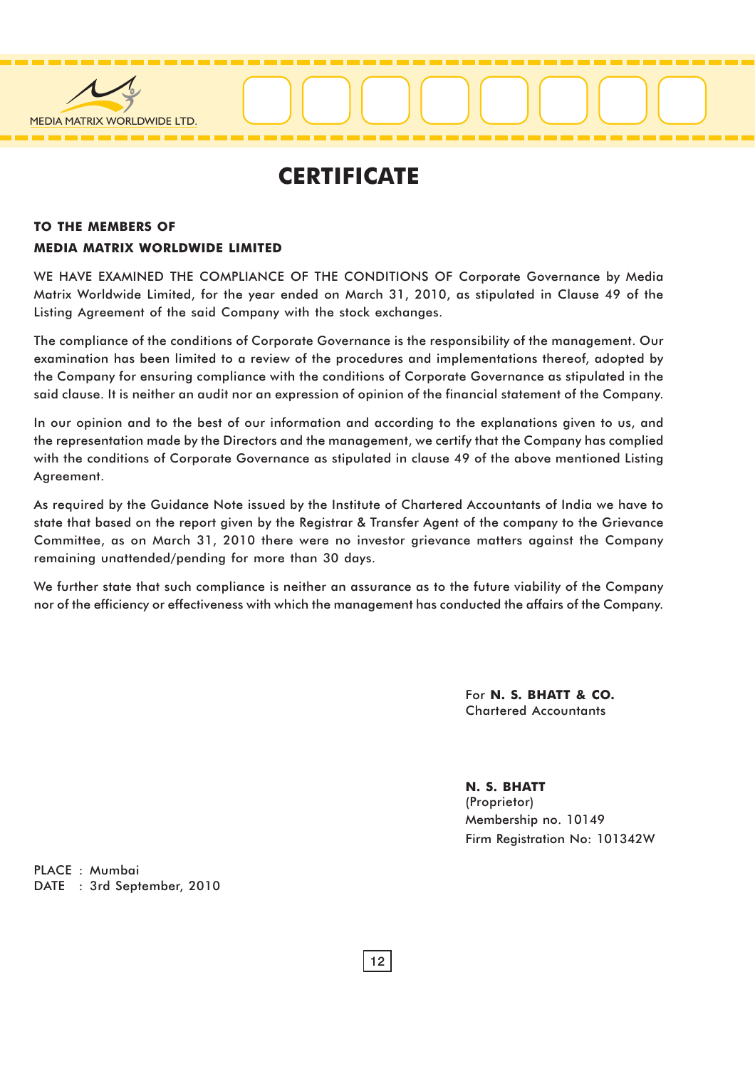# CERTIFICATE

**TO THE MEMBERS OF**
**MEDIA MATRIX WORLDWIDE LIMITED**

WE HAVE EXAMINED THE COMPLIANCE OF THE CONDITIONS OF Corporate Governance by Media Matrix Worldwide Limited, for the year ended on March 31, 2010, as stipulated in Clause 49 of the Listing Agreement of the said Company with the stock exchanges.

The compliance of the conditions of Corporate Governance is the responsibility of the management. Our examination has been limited to a review of the procedures and implementations thereof, adopted by the Company for ensuring compliance with the conditions of Corporate Governance as stipulated in the said clause. It is neither an audit nor an expression of opinion of the financial statement of the Company.

In our opinion and to the best of our information and according to the explanations given to us, and the representation made by the Directors and the management, we certify that the Company has complied with the conditions of Corporate Governance as stipulated in clause 49 of the above mentioned Listing Agreement.

As required by the Guidance Note issued by the Institute of Chartered Accountants of India we have to state that based on the report given by the Registrar & Transfer Agent of the company to the Grievance Committee, as on March 31, 2010 there were no investor grievance matters against the Company remaining unattended/pending for more than 30 days.

We further state that such compliance is neither an assurance as to the future viability of the Company nor of the efficiency or effectiveness with which the management has conducted the affairs of the Company.

For **N. S. BHATT & CO.**
Chartered Accountants

**N. S. BHATT**
(Proprietor)
Membership no. 10149
Firm Registration No: 101342W

PLACE : Mumbai
DATE : 3rd September, 2010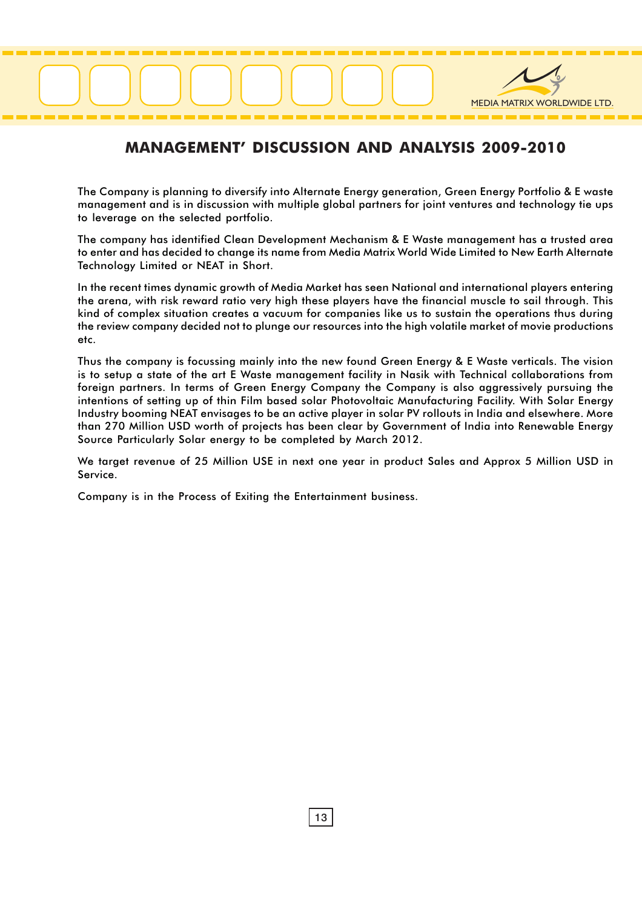# MANAGEMENT' DISCUSSION AND ANALYSIS 2009-2010

The Company is planning to diversify into Alternate Energy generation, Green Energy Portfolio & E waste management and is in discussion with multiple global partners for joint ventures and technology tie ups to leverage on the selected portfolio.

The company has identified Clean Development Mechanism & E Waste management has a trusted area to enter and has decided to change its name from Media Matrix World Wide Limited to New Earth Alternate Technology Limited or NEAT in Short.

In the recent times dynamic growth of Media Market has seen National and international players entering the arena, with risk reward ratio very high these players have the financial muscle to sail through. This kind of complex situation creates a vacuum for companies like us to sustain the operations thus during the review company decided not to plunge our resources into the high volatile market of movie productions etc.

Thus the company is focussing mainly into the new found Green Energy & E Waste verticals. The vision is to setup a state of the art E Waste management facility in Nasik with Technical collaborations from foreign partners. In terms of Green Energy Company the Company is also aggressively pursuing the intentions of setting up of thin Film based solar Photovoltaic Manufacturing Facility. With Solar Energy Industry booming NEAT envisages to be an active player in solar PV rollouts in India and elsewhere. More than 270 Million USD worth of projects has been clear by Government of India into Renewable Energy Source Particularly Solar energy to be completed by March 2012.

We target revenue of 25 Million USE in next one year in product Sales and Approx 5 Million USD in Service.

Company is in the Process of Exiting the Entertainment business.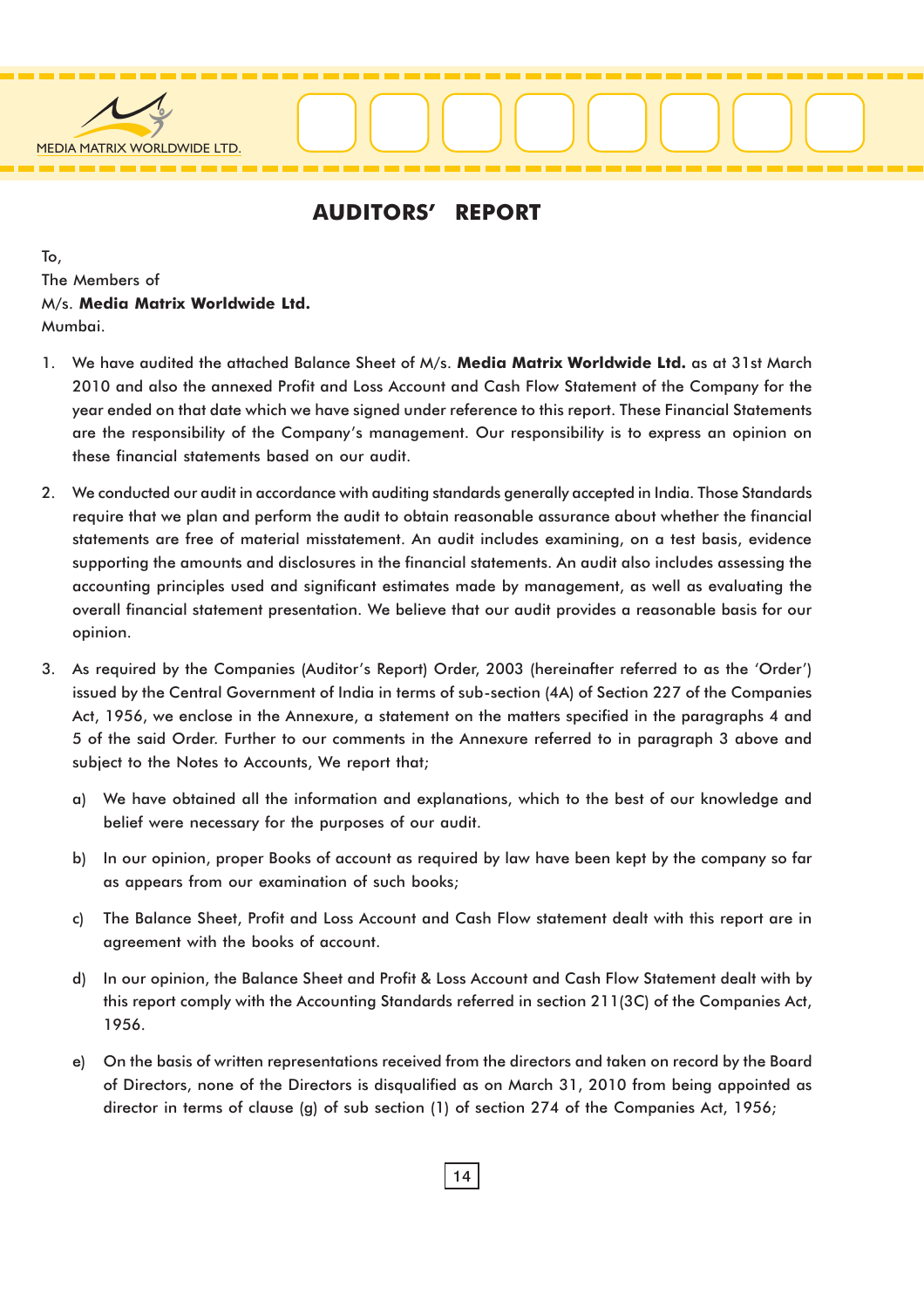# AUDITORS' REPORT

To,
The Members of
M/s. **Media Matrix Worldwide Ltd.**
Mumbai.

1. We have audited the attached Balance Sheet of M/s. **Media Matrix Worldwide Ltd.** as at 31st March 2010 and also the annexed Profit and Loss Account and Cash Flow Statement of the Company for the year ended on that date which we have signed under reference to this report. These Financial Statements are the responsibility of the Company's management. Our responsibility is to express an opinion on these financial statements based on our audit.

2. We conducted our audit in accordance with auditing standards generally accepted in India. Those Standards require that we plan and perform the audit to obtain reasonable assurance about whether the financial statements are free of material misstatement. An audit includes examining, on a test basis, evidence supporting the amounts and disclosures in the financial statements. An audit also includes assessing the accounting principles used and significant estimates made by management, as well as evaluating the overall financial statement presentation. We believe that our audit provides a reasonable basis for our opinion.

3. As required by the Companies (Auditor's Report) Order, 2003 (hereinafter referred to as the 'Order') issued by the Central Government of India in terms of sub-section (4A) of Section 227 of the Companies Act, 1956, we enclose in the Annexure, a statement on the matters specified in the paragraphs 4 and 5 of the said Order. Further to our comments in the Annexure referred to in paragraph 3 above and subject to the Notes to Accounts, We report that;

   a) We have obtained all the information and explanations, which to the best of our knowledge and belief were necessary for the purposes of our audit.

   b) In our opinion, proper Books of account as required by law have been kept by the company so far as appears from our examination of such books;

   c) The Balance Sheet, Profit and Loss Account and Cash Flow statement dealt with this report are in agreement with the books of account.

   d) In our opinion, the Balance Sheet and Profit & Loss Account and Cash Flow Statement dealt with by this report comply with the Accounting Standards referred in section 211(3C) of the Companies Act, 1956.

   e) On the basis of written representations received from the directors and taken on record by the Board of Directors, none of the Directors is disqualified as on March 31, 2010 from being appointed as director in terms of clause (g) of sub section (1) of section 274 of the Companies Act, 1956;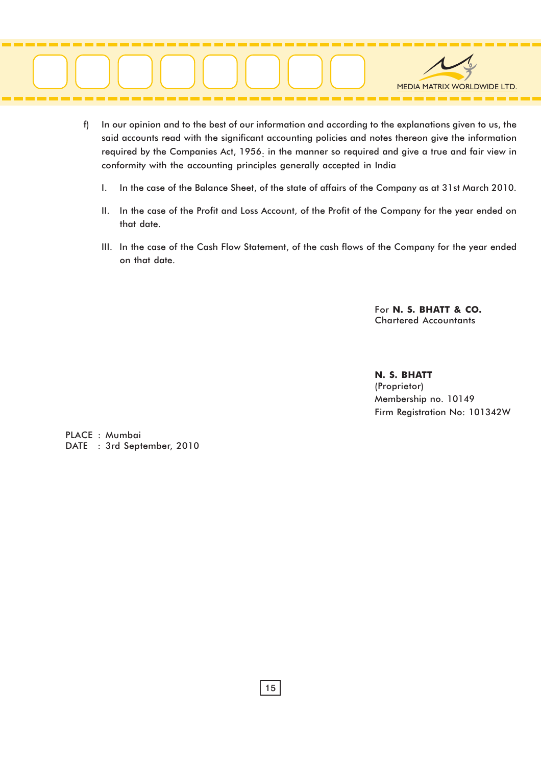f) In our opinion and to the best of our information and according to the explanations given to us, the said accounts read with the significant accounting policies and notes thereon give the information required by the Companies Act, 1956; in the manner so required and give a true and fair view in conformity with the accounting principles generally accepted in India

   I. In the case of the Balance Sheet, of the state of affairs of the Company as at 31st March 2010.

   II. In the case of the Profit and Loss Account, of the Profit of the Company for the year ended on that date.

   III. In the case of the Cash Flow Statement, of the cash flows of the Company for the year ended on that date.

For **N. S. BHATT & CO.**
Chartered Accountants

**N. S. BHATT**
(Proprietor)
Membership no. 10149
Firm Registration No: 101342W

PLACE : Mumbai
DATE : 3rd September, 2010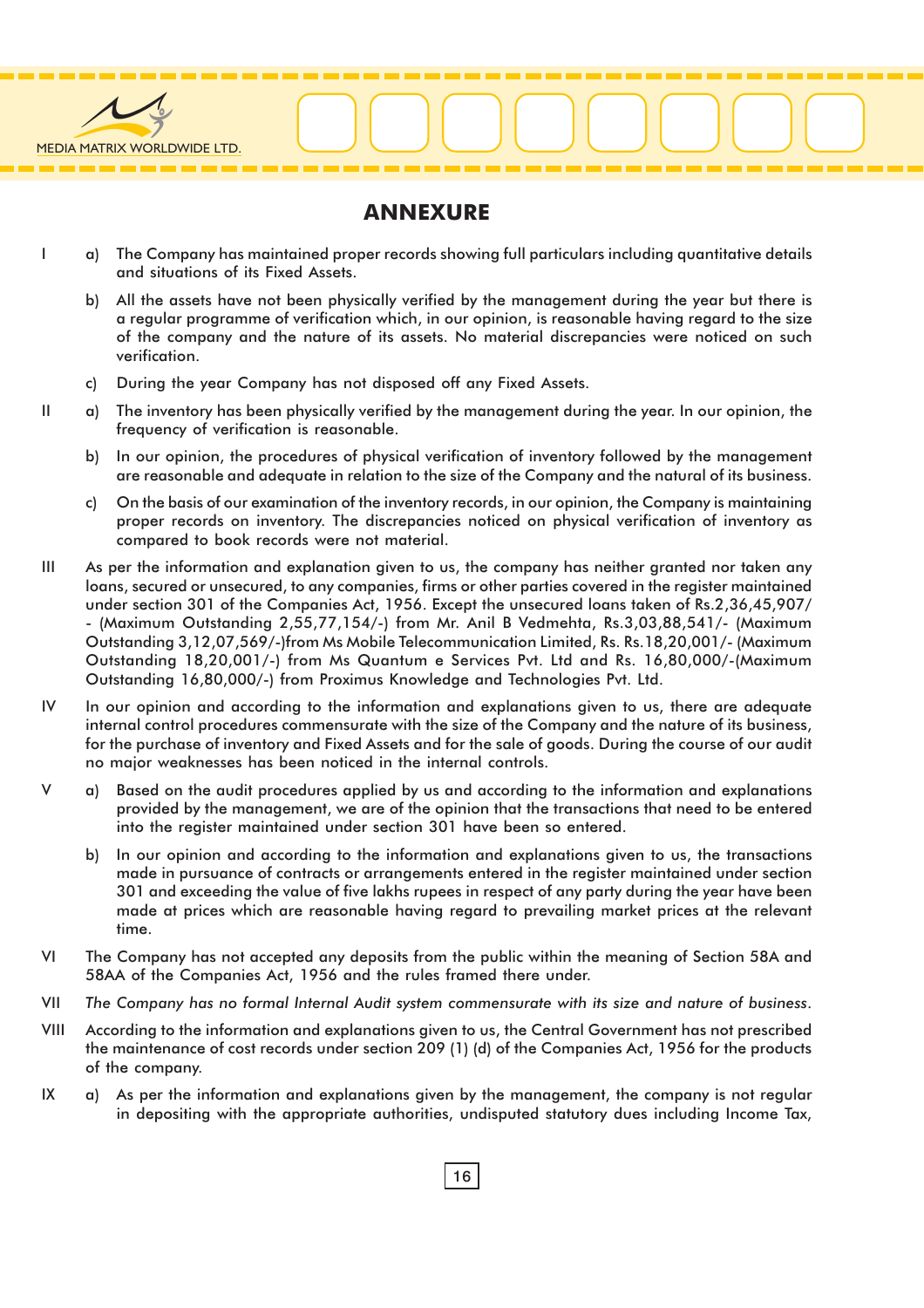## ANNEXURE

I
a) The Company has maintained proper records showing full particulars including quantitative details and situations of its Fixed Assets.

b) All the assets have not been physically verified by the management during the year but there is a regular programme of verification which, in our opinion, is reasonable having regard to the size of the company and the nature of its assets. No material discrepancies were noticed on such verification.

c) During the year Company has not disposed off any Fixed Assets.

II
a) The inventory has been physically verified by the management during the year. In our opinion, the frequency of verification is reasonable.

b) In our opinion, the procedures of physical verification of inventory followed by the management are reasonable and adequate in relation to the size of the Company and the natural of its business.

c) On the basis of our examination of the inventory records, in our opinion, the Company is maintaining proper records on inventory. The discrepancies noticed on physical verification of inventory as compared to book records were not material.

III
As per the information and explanation given to us, the company has neither granted nor taken any loans, secured or unsecured, to any companies, firms or other parties covered in the register maintained under section 301 of the Companies Act, 1956. Except the unsecured loans taken of Rs.2,36,45,907/- (Maximum Outstanding 2,55,77,154/-) from Mr. Anil B Vedmehta, Rs.3,03,88,541/- (Maximum Outstanding 3,12,07,569/-)from Ms Mobile Telecommunication Limited, Rs. Rs.18,20,001/- (Maximum Outstanding 18,20,001/-) from Ms Quantum e Services Pvt. Ltd and Rs. 16,80,000/-(Maximum Outstanding 16,80,000/-) from Proximus Knowledge and Technologies Pvt. Ltd.

IV
In our opinion and according to the information and explanations given to us, there are adequate internal control procedures commensurate with the size of the Company and the nature of its business, for the purchase of inventory and Fixed Assets and for the sale of goods. During the course of our audit no major weaknesses has been noticed in the internal controls.

V
a) Based on the audit procedures applied by us and according to the information and explanations provided by the management, we are of the opinion that the transactions that need to be entered into the register maintained under section 301 have been so entered.

b) In our opinion and according to the information and explanations given to us, the transactions made in pursuance of contracts or arrangements entered in the register maintained under section 301 and exceeding the value of five lakhs rupees in respect of any party during the year have been made at prices which are reasonable having regard to prevailing market prices at the relevant time.

VI
The Company has not accepted any deposits from the public within the meaning of Section 58A and 58AA of the Companies Act, 1956 and the rules framed there under.

VII
*The Company has no formal Internal Audit system commensurate with its size and nature of business.*

VIII
According to the information and explanations given to us, the Central Government has not prescribed the maintenance of cost records under section 209 (1) (d) of the Companies Act, 1956 for the products of the company.

IX
a) As per the information and explanations given by the management, the company is not regular in depositing with the appropriate authorities, undisputed statutory dues including Income Tax,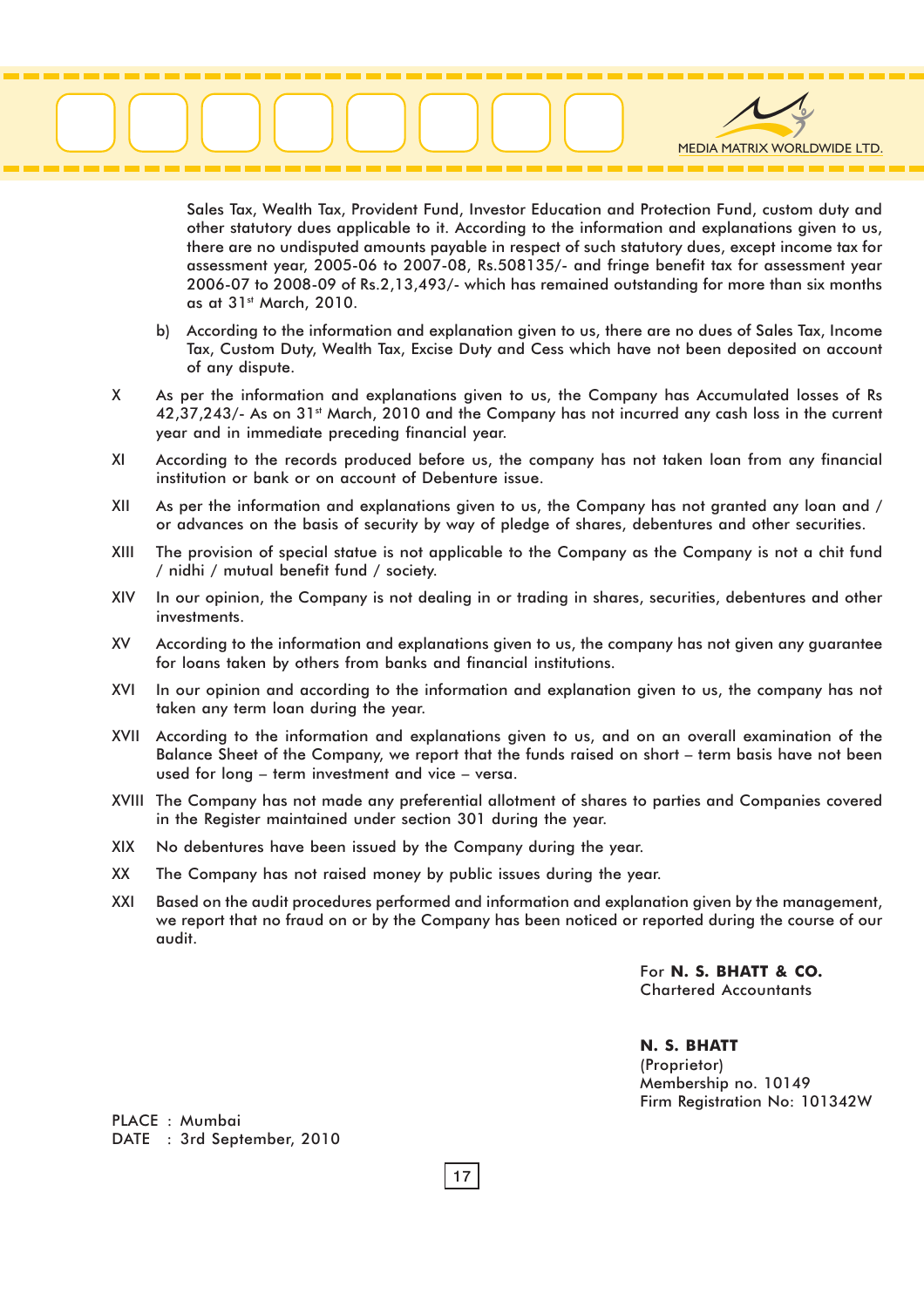Sales Tax, Wealth Tax, Provident Fund, Investor Education and Protection Fund, custom duty and other statutory dues applicable to it. According to the information and explanations given to us, there are no undisputed amounts payable in respect of such statutory dues, except income tax for assessment year, 2005-06 to 2007-08, Rs.508135/- and fringe benefit tax for assessment year 2006-07 to 2008-09 of Rs.2,13,493/- which has remained outstanding for more than six months as at 31st March, 2010.

b) According to the information and explanation given to us, there are no dues of Sales Tax, Income Tax, Custom Duty, Wealth Tax, Excise Duty and Cess which have not been deposited on account of any dispute.

X As per the information and explanations given to us, the Company has Accumulated losses of Rs 42,37,243/- As on 31st March, 2010 and the Company has not incurred any cash loss in the current year and in immediate preceding financial year.

XI According to the records produced before us, the company has not taken loan from any financial institution or bank or on account of Debenture issue.

XII As per the information and explanations given to us, the Company has not granted any loan and / or advances on the basis of security by way of pledge of shares, debentures and other securities.

XIII The provision of special statue is not applicable to the Company as the Company is not a chit fund / nidhi / mutual benefit fund / society.

XIV In our opinion, the Company is not dealing in or trading in shares, securities, debentures and other investments.

XV According to the information and explanations given to us, the company has not given any guarantee for loans taken by others from banks and financial institutions.

XVI In our opinion and according to the information and explanation given to us, the company has not taken any term loan during the year.

XVII According to the information and explanations given to us, and on an overall examination of the Balance Sheet of the Company, we report that the funds raised on short – term basis have not been used for long – term investment and vice – versa.

XVIII The Company has not made any preferential allotment of shares to parties and Companies covered in the Register maintained under section 301 during the year.

XIX No debentures have been issued by the Company during the year.

XX The Company has not raised money by public issues during the year.

XXI Based on the audit procedures performed and information and explanation given by the management, we report that no fraud on or by the Company has been noticed or reported during the course of our audit.

For **N. S. BHATT & CO.**
Chartered Accountants

**N. S. BHATT**
(Proprietor)
Membership no. 10149
Firm Registration No: 101342W

PLACE : Mumbai
DATE : 3rd September, 2010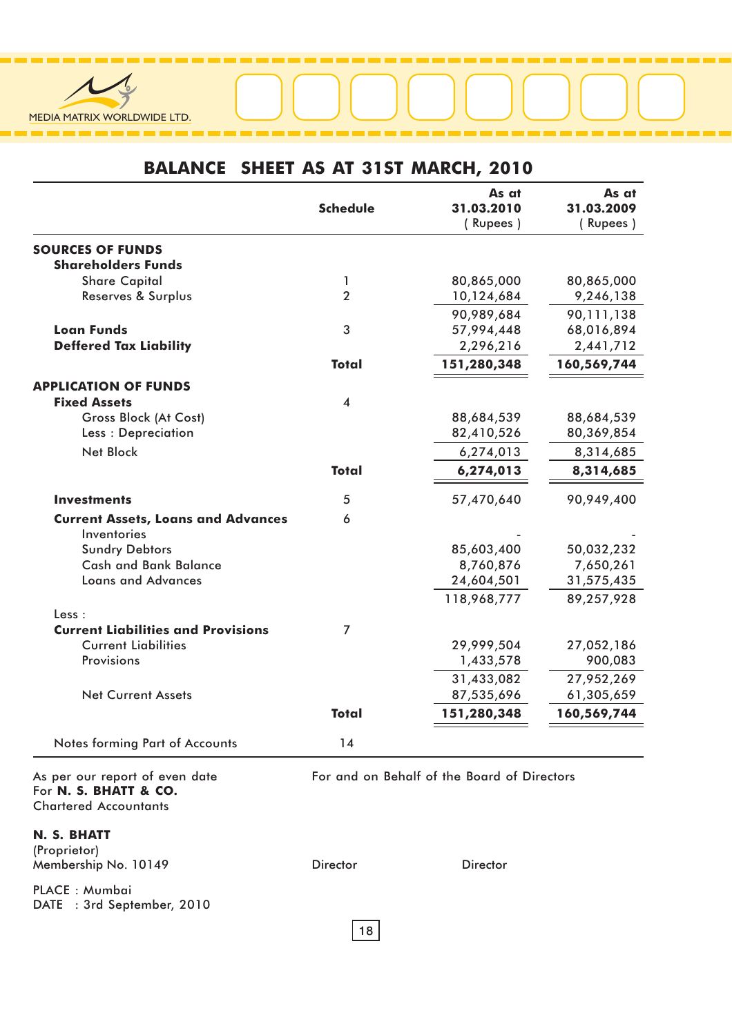MEDIA MATRIX WORLDWIDE LTD.

# BALANCE SHEET AS AT 31ST MARCH, 2010

| | Schedule | As at 31.03.2010 ( Rupees ) | As at 31.03.2009 ( Rupees ) |
|---|---|---|---|
| **SOURCES OF FUNDS** | | | |
| **Shareholders Funds** | | | |
| Share Capital | 1 | 80,865,000 | 80,865,000 |
| Reserves & Surplus | 2 | 10,124,684 | 9,246,138 |
| | | 90,989,684 | 90,111,138 |
| **Loan Funds** | 3 | 57,994,448 | 68,016,894 |
| **Deffered Tax Liability** | | 2,296,216 | 2,441,712 |
| | **Total** | **151,280,348** | **160,569,744** |
| **APPLICATION OF FUNDS** | | | |
| **Fixed Assets** | 4 | | |
| Gross Block (At Cost) | | 88,684,539 | 88,684,539 |
| Less : Depreciation | | 82,410,526 | 80,369,854 |
| Net Block | | 6,274,013 | 8,314,685 |
| | **Total** | **6,274,013** | **8,314,685** |
| **Investments** | 5 | 57,470,640 | 90,949,400 |
| **Current Assets, Loans and Advances** | 6 | | |
| Inventories | | - | - |
| Sundry Debtors | | 85,603,400 | 50,032,232 |
| Cash and Bank Balance | | 8,760,876 | 7,650,261 |
| Loans and Advances | | 24,604,501 | 31,575,435 |
| | | 118,968,777 | 89,257,928 |
| Less : | | | |
| **Current Liabilities and Provisions** | 7 | | |
| Current Liabilities | | 29,999,504 | 27,052,186 |
| Provisions | | 1,433,578 | 900,083 |
| | | 31,433,082 | 27,952,269 |
| Net Current Assets | | 87,535,696 | 61,305,659 |
| | **Total** | **151,280,348** | **160,569,744** |
| Notes forming Part of Accounts | 14 | | |

As per our report of even date
For **N. S. BHATT & CO.**
Chartered Accountants

For and on Behalf of the Board of Directors

**N. S. BHATT**
(Proprietor)
Membership No. 10149

Director                Director

PLACE : Mumbai
DATE : 3rd September, 2010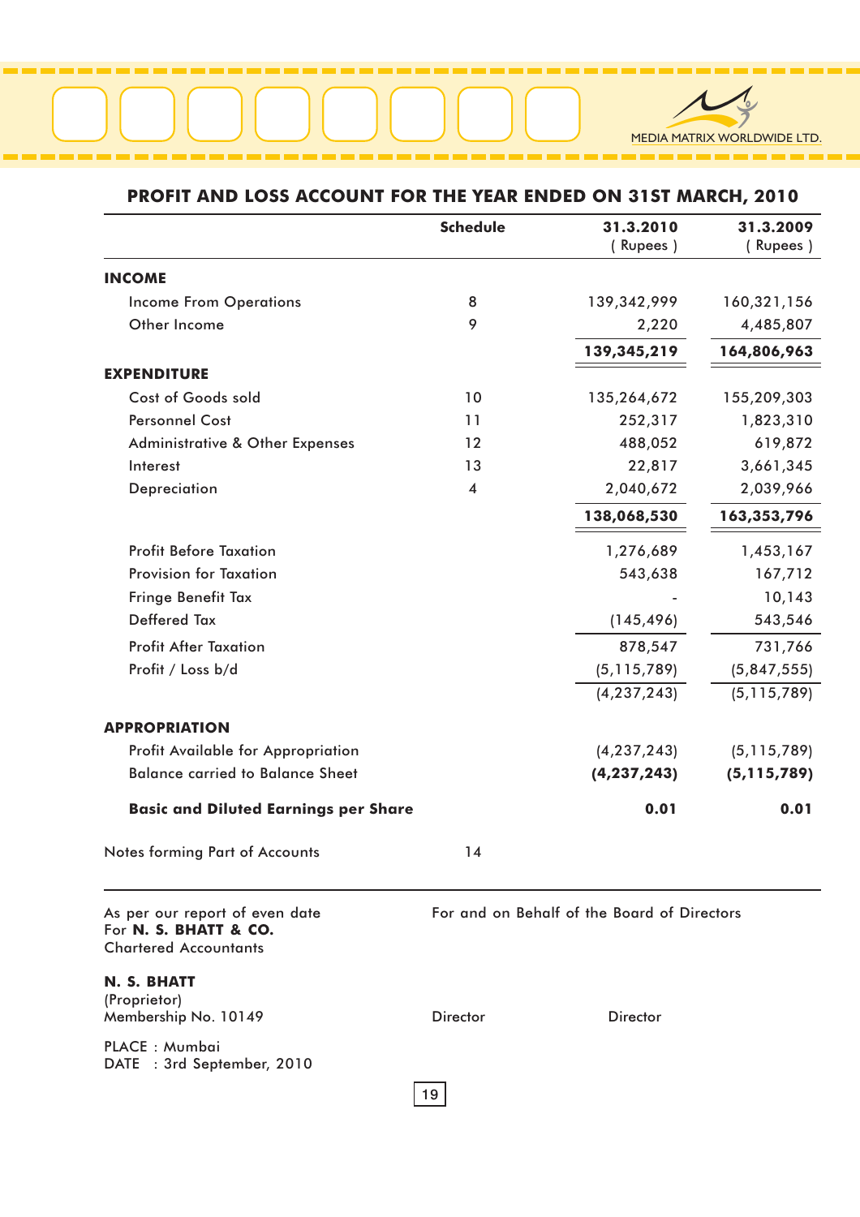## PROFIT AND LOSS ACCOUNT FOR THE YEAR ENDED ON 31ST MARCH, 2010

| | Schedule | 31.3.2010 ( Rupees ) | 31.3.2009 ( Rupees ) |
|---|---|---|---|
| **INCOME** | | | |
| Income From Operations | 8 | 139,342,999 | 160,321,156 |
| Other Income | 9 | 2,220 | 4,485,807 |
| | | **139,345,219** | **164,806,963** |
| **EXPENDITURE** | | | |
| Cost of Goods sold | 10 | 135,264,672 | 155,209,303 |
| Personnel Cost | 11 | 252,317 | 1,823,310 |
| Administrative & Other Expenses | 12 | 488,052 | 619,872 |
| Interest | 13 | 22,817 | 3,661,345 |
| Depreciation | 4 | 2,040,672 | 2,039,966 |
| | | **138,068,530** | **163,353,796** |
| Profit Before Taxation | | 1,276,689 | 1,453,167 |
| Provision for Taxation | | 543,638 | 167,712 |
| Fringe Benefit Tax | | - | 10,143 |
| Deffered Tax | | (145,496) | 543,546 |
| Profit After Taxation | | 878,547 | 731,766 |
| Profit / Loss b/d | | (5,115,789) | (5,847,555) |
| | | (4,237,243) | (5,115,789) |
| **APPROPRIATION** | | | |
| Profit Available for Appropriation | | (4,237,243) | (5,115,789) |
| Balance carried to Balance Sheet | | **(4,237,243)** | **(5,115,789)** |
| **Basic and Diluted Earnings per Share** | | **0.01** | **0.01** |
| Notes forming Part of Accounts | 14 | | |

As per our report of even date
For **N. S. BHATT & CO.**
Chartered Accountants

**N. S. BHATT**
(Proprietor)
Membership No. 10149

PLACE : Mumbai
DATE : 3rd September, 2010

For and on Behalf of the Board of Directors

Director Director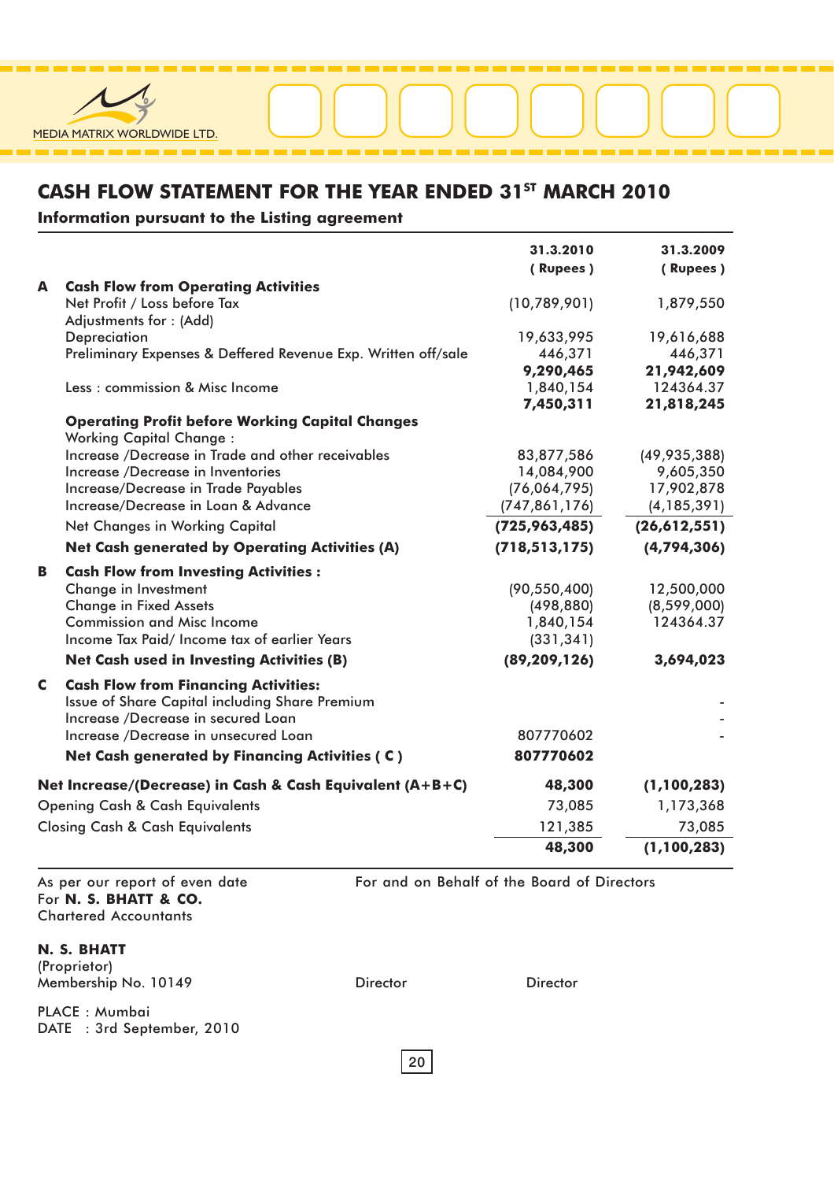MEDIA MATRIX WORLDWIDE LTD.

## CASH FLOW STATEMENT FOR THE YEAR ENDED 31ST MARCH 2010

**Information pursuant to the Listing agreement**

| | | 31.3.2010 ( Rupees ) | 31.3.2009 ( Rupees ) |
|---|---|---|---|
| **A** | **Cash Flow from Operating Activities** | | |
| | Net Profit / Loss before Tax | (10,789,901) | 1,879,550 |
| | Adjustments for : (Add) | | |
| | Depreciation | 19,633,995 | 19,616,688 |
| | Preliminary Expenses & Deffered Revenue Exp. Written off/sale | 446,371 | 446,371 |
| | | **9,290,465** | **21,942,609** |
| | Less : commission & Misc Income | 1,840,154 | 124364.37 |
| | | **7,450,311** | **21,818,245** |
| | **Operating Profit before Working Capital Changes** | | |
| | Working Capital Change : | | |
| | Increase /Decrease in Trade and other receivables | 83,877,586 | (49,935,388) |
| | Increase /Decrease in Inventories | 14,084,900 | 9,605,350 |
| | Increase/Decrease in Trade Payables | (76,064,795) | 17,902,878 |
| | Increase/Decrease in Loan & Advance | (747,861,176) | (4,185,391) |
| | Net Changes in Working Capital | **(725,963,485)** | **(26,612,551)** |
| | **Net Cash generated by Operating Activities (A)** | **(718,513,175)** | **(4,794,306)** |
| **B** | **Cash Flow from Investing Activities :** | | |
| | Change in Investment | (90,550,400) | 12,500,000 |
| | Change in Fixed Assets | (498,880) | (8,599,000) |
| | Commission and Misc Income | 1,840,154 | 124364.37 |
| | Income Tax Paid/ Income tax of earlier Years | (331,341) | |
| | **Net Cash used in Investing Activities (B)** | **(89,209,126)** | **3,694,023** |
| **C** | **Cash Flow from Financing Activities:** | | |
| | Issue of Share Capital including Share Premium | | - |
| | Increase /Decrease in secured Loan | | - |
| | Increase /Decrease in unsecured Loan | 807770602 | - |
| | **Net Cash generated by Financing Activities ( C )** | **807770602** | |
| **Net Increase/(Decrease) in Cash & Cash Equivalent (A+B+C)** | | **48,300** | **(1,100,283)** |
| Opening Cash & Cash Equivalents | | 73,085 | 1,173,368 |
| Closing Cash & Cash Equivalents | | 121,385 | 73,085 |
| | | **48,300** | **(1,100,283)** |

As per our report of even date
For **N. S. BHATT & CO.**
Chartered Accountants

For and on Behalf of the Board of Directors

**N. S. BHATT**
(Proprietor)
Membership No. 10149

Director    Director

PLACE : Mumbai
DATE : 3rd September, 2010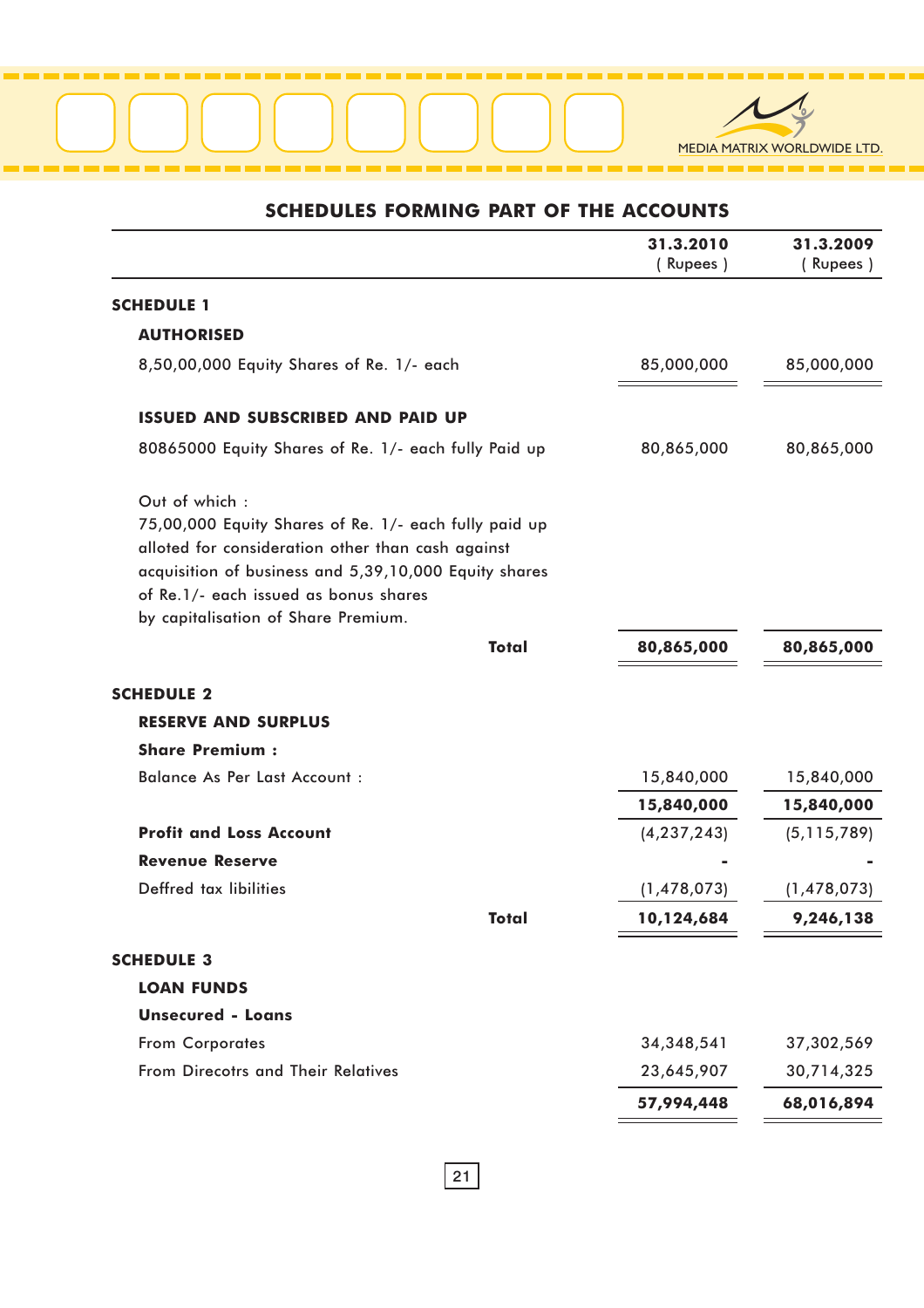## SCHEDULES FORMING PART OF THE ACCOUNTS

| | 31.3.2010 ( Rupees ) | 31.3.2009 ( Rupees ) |
|---|---|---|
| **SCHEDULE 1** | | |
| **AUTHORISED** | | |
| 8,50,00,000 Equity Shares of Re. 1/- each | 85,000,000 | 85,000,000 |
| **ISSUED AND SUBSCRIBED AND PAID UP** | | |
| 80865000 Equity Shares of Re. 1/- each fully Paid up | 80,865,000 | 80,865,000 |
| Out of which : 75,00,000 Equity Shares of Re. 1/- each fully paid up alloted for consideration other than cash against acquisition of business and 5,39,10,000 Equity shares of Re.1/- each issued as bonus shares by capitalisation of Share Premium. | | |
| **Total** | **80,865,000** | **80,865,000** |
| **SCHEDULE 2** | | |
| **RESERVE AND SURPLUS** | | |
| **Share Premium :** | | |
| Balance As Per Last Account : | 15,840,000 | 15,840,000 |
| | **15,840,000** | **15,840,000** |
| **Profit and Loss Account** | (4,237,243) | (5,115,789) |
| **Revenue Reserve** | - | - |
| Deffred tax libilities | (1,478,073) | (1,478,073) |
| **Total** | **10,124,684** | **9,246,138** |
| **SCHEDULE 3** | | |
| **LOAN FUNDS** | | |
| **Unsecured - Loans** | | |
| From Corporates | 34,348,541 | 37,302,569 |
| From Direcotrs and Their Relatives | 23,645,907 | 30,714,325 |
| | **57,994,448** | **68,016,894** |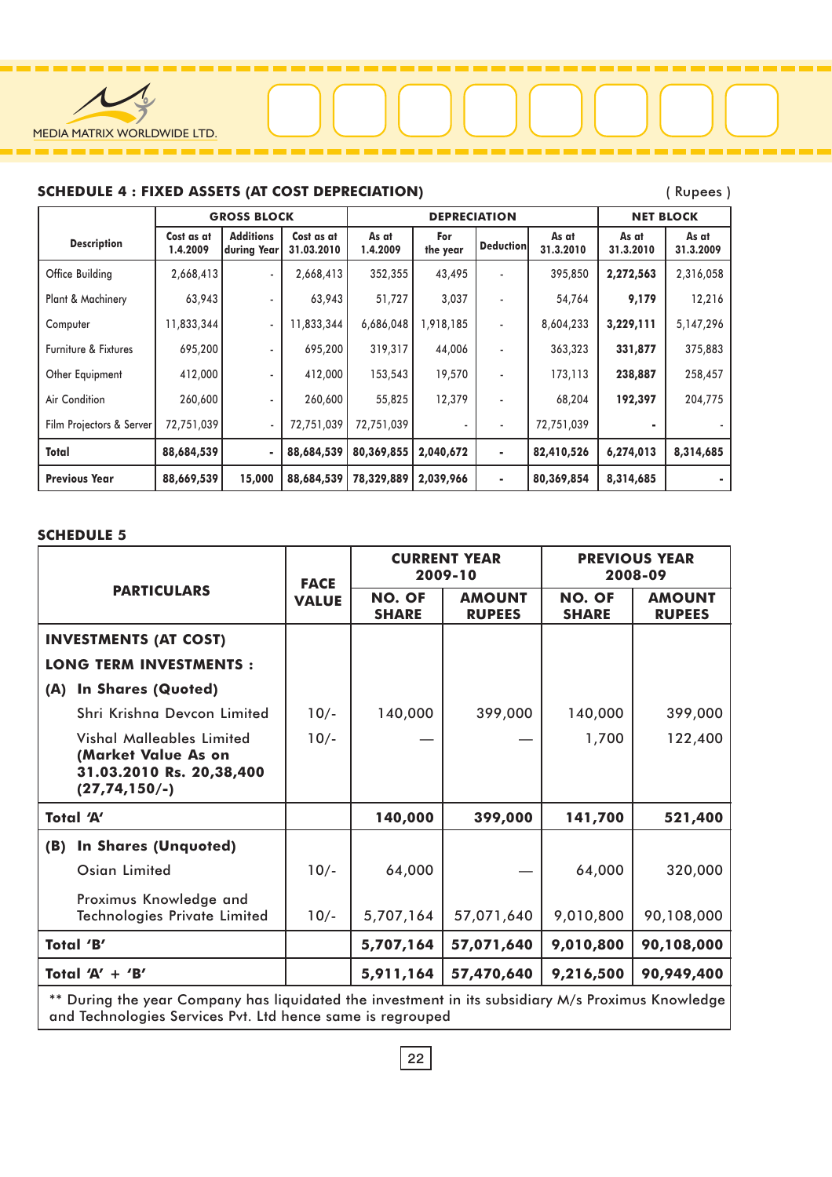## SCHEDULE 4 : FIXED ASSETS (AT COST DEPRECIATION)

( Rupees )

| Description | GROSS BLOCK | | | DEPRECIATION | | | | NET BLOCK | |
|---|---|---|---|---|---|---|---|---|---|
| | Cost as at 1.4.2009 | Additions during Year | Cost as at 31.03.2010 | As at 1.4.2009 | For the year | Deduction | As at 31.3.2010 | As at 31.3.2010 | As at 31.3.2009 |
| Office Building | 2,668,413 | - | 2,668,413 | 352,355 | 43,495 | - | 395,850 | **2,272,563** | 2,316,058 |
| Plant & Machinery | 63,943 | - | 63,943 | 51,727 | 3,037 | - | 54,764 | **9,179** | 12,216 |
| Computer | 11,833,344 | - | 11,833,344 | 6,686,048 | 1,918,185 | - | 8,604,233 | **3,229,111** | 5,147,296 |
| Furniture & Fixtures | 695,200 | - | 695,200 | 319,317 | 44,006 | - | 363,323 | **331,877** | 375,883 |
| Other Equipment | 412,000 | - | 412,000 | 153,543 | 19,570 | - | 173,113 | **238,887** | 258,457 |
| Air Condition | 260,600 | - | 260,600 | 55,825 | 12,379 | - | 68,204 | **192,397** | 204,775 |
| Film Projectors & Server | 72,751,039 | - | 72,751,039 | 72,751,039 | - | - | 72,751,039 | **-** | - |
| **Total** | **88,684,539** | **-** | **88,684,539** | **80,369,855** | **2,040,672** | **-** | **82,410,526** | **6,274,013** | **8,314,685** |
| **Previous Year** | **88,669,539** | **15,000** | **88,684,539** | **78,329,889** | **2,039,966** | **-** | **80,369,854** | **8,314,685** | **-** |

## SCHEDULE 5

| PARTICULARS | FACE VALUE | CURRENT YEAR 2009-10 | | PREVIOUS YEAR 2008-09 | |
|---|---|---|---|---|---|
| | | NO. OF SHARE | AMOUNT RUPEES | NO. OF SHARE | AMOUNT RUPEES |
| **INVESTMENTS (AT COST)** | | | | | |
| **LONG TERM INVESTMENTS :** | | | | | |
| **(A) In Shares (Quoted)** | | | | | |
| Shri Krishna Devcon Limited | 10/- | 140,000 | 399,000 | 140,000 | 399,000 |
| Vishal Malleables Limited **(Market Value As on 31.03.2010 Rs. 20,38,400 (27,74,150/-)** | 10/- | — | — | 1,700 | 122,400 |
| **Total 'A'** | | **140,000** | **399,000** | **141,700** | **521,400** |
| **(B) In Shares (Unquoted)** | | | | | |
| Osian Limited | 10/- | 64,000 | — | 64,000 | 320,000 |
| Proximus Knowledge and Technologies Private Limited | 10/- | 5,707,164 | 57,071,640 | 9,010,800 | 90,108,000 |
| **Total 'B'** | | **5,707,164** | **57,071,640** | **9,010,800** | **90,108,000** |
| **Total 'A' + 'B'** | | **5,911,164** | **57,470,640** | **9,216,500** | **90,949,400** |

** During the year Company has liquidated the investment in its subsidiary M/s Proximus Knowledge and Technologies Services Pvt. Ltd hence same is regrouped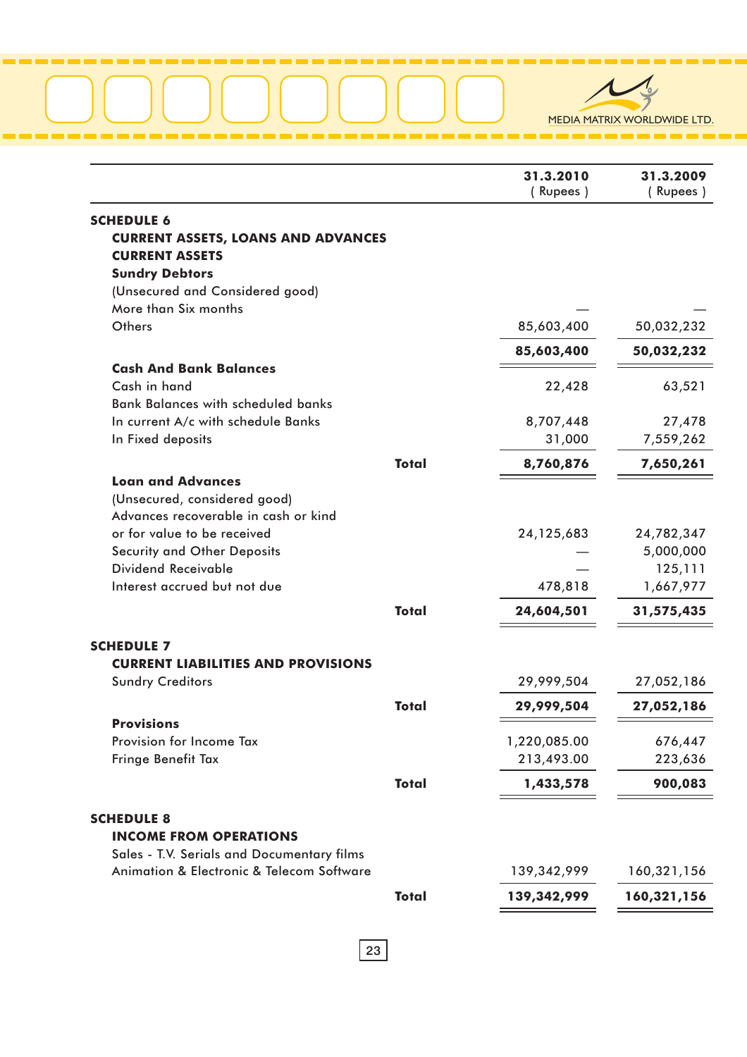| | | 31.3.2010 ( Rupees ) | 31.3.2009 ( Rupees ) |
|---|---|---|---|
| **SCHEDULE 6** | | | |
| **CURRENT ASSETS, LOANS AND ADVANCES** | | | |
| **CURRENT ASSETS** | | | |
| **Sundry Debtors** | | | |
| (Unsecured and Considered good) | | | |
| More than Six months | | — | — |
| Others | | 85,603,400 | 50,032,232 |
| | | **85,603,400** | **50,032,232** |
| **Cash And Bank Balances** | | | |
| Cash in hand | | 22,428 | 63,521 |
| Bank Balances with scheduled banks | | | |
| In current A/c with schedule Banks | | 8,707,448 | 27,478 |
| In Fixed deposits | | 31,000 | 7,559,262 |
| | **Total** | **8,760,876** | **7,650,261** |
| **Loan and Advances** | | | |
| (Unsecured, considered good) | | | |
| Advances recoverable in cash or kind or for value to be received | | 24,125,683 | 24,782,347 |
| Security and Other Deposits | | — | 5,000,000 |
| Dividend Receivable | | — | 125,111 |
| Interest accrued but not due | | 478,818 | 1,667,977 |
| | **Total** | **24,604,501** | **31,575,435** |
| **SCHEDULE 7** | | | |
| **CURRENT LIABILITIES AND PROVISIONS** | | | |
| Sundry Creditors | | 29,999,504 | 27,052,186 |
| | **Total** | **29,999,504** | **27,052,186** |
| **Provisions** | | | |
| Provision for Income Tax | | 1,220,085.00 | 676,447 |
| Fringe Benefit Tax | | 213,493.00 | 223,636 |
| | **Total** | **1,433,578** | **900,083** |
| **SCHEDULE 8** | | | |
| **INCOME FROM OPERATIONS** | | | |
| Sales - T.V. Serials and Documentary films | | | |
| Animation & Electronic & Telecom Software | | 139,342,999 | 160,321,156 |
| | **Total** | **139,342,999** | **160,321,156** |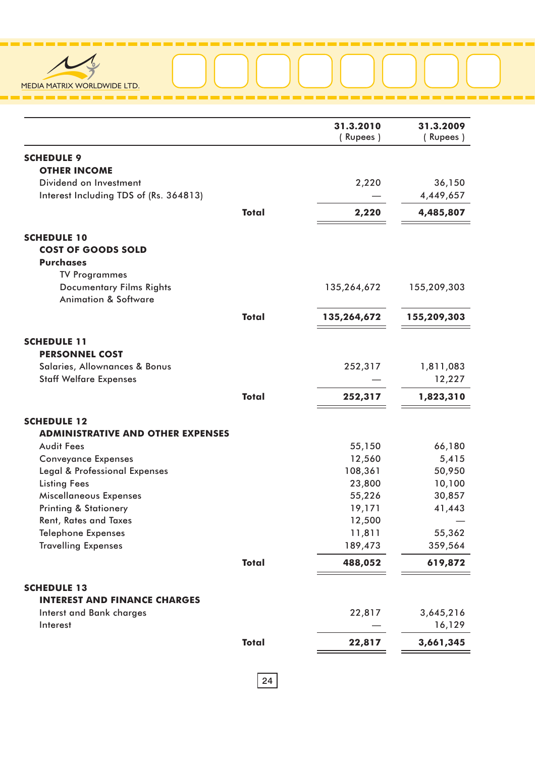| | | 31.3.2010 ( Rupees ) | 31.3.2009 ( Rupees ) |
|---|---|---|---|
| **SCHEDULE 9** | | | |
| **OTHER INCOME** | | | |
| Dividend on Investment | | 2,220 | 36,150 |
| Interest Including TDS of (Rs. 364813) | | — | 4,449,657 |
| | **Total** | **2,220** | **4,485,807** |
| **SCHEDULE 10** | | | |
| **COST OF GOODS SOLD** | | | |
| **Purchases** | | | |
| TV Programmes | | | |
| Documentary Films Rights | | 135,264,672 | 155,209,303 |
| Animation & Software | | | |
| | **Total** | **135,264,672** | **155,209,303** |
| **SCHEDULE 11** | | | |
| **PERSONNEL COST** | | | |
| Salaries, Allownances & Bonus | | 252,317 | 1,811,083 |
| Staff Welfare Expenses | | — | 12,227 |
| | **Total** | **252,317** | **1,823,310** |
| **SCHEDULE 12** | | | |
| **ADMINISTRATIVE AND OTHER EXPENSES** | | | |
| Audit Fees | | 55,150 | 66,180 |
| Conveyance Expenses | | 12,560 | 5,415 |
| Legal & Professional Expenses | | 108,361 | 50,950 |
| Listing Fees | | 23,800 | 10,100 |
| Miscellaneous Expenses | | 55,226 | 30,857 |
| Printing & Stationery | | 19,171 | 41,443 |
| Rent, Rates and Taxes | | 12,500 | — |
| Telephone Expenses | | 11,811 | 55,362 |
| Travelling Expenses | | 189,473 | 359,564 |
| | **Total** | **488,052** | **619,872** |
| **SCHEDULE 13** | | | |
| **INTEREST AND FINANCE CHARGES** | | | |
| Interst and Bank charges | | 22,817 | 3,645,216 |
| Interest | | — | 16,129 |
| | **Total** | **22,817** | **3,661,345** |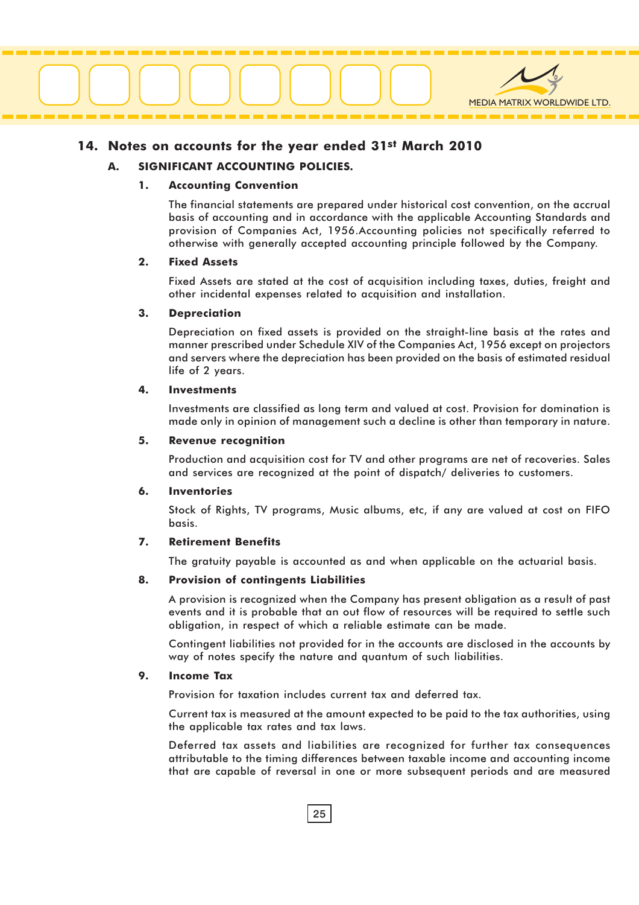## 14. Notes on accounts for the year ended 31st March 2010

### A. SIGNIFICANT ACCOUNTING POLICIES.

**1. Accounting Convention**

The financial statements are prepared under historical cost convention, on the accrual basis of accounting and in accordance with the applicable Accounting Standards and provision of Companies Act, 1956.Accounting policies not specifically referred to otherwise with generally accepted accounting principle followed by the Company.

**2. Fixed Assets**

Fixed Assets are stated at the cost of acquisition including taxes, duties, freight and other incidental expenses related to acquisition and installation.

**3. Depreciation**

Depreciation on fixed assets is provided on the straight-line basis at the rates and manner prescribed under Schedule XIV of the Companies Act, 1956 except on projectors and servers where the depreciation has been provided on the basis of estimated residual life of 2 years.

**4. Investments**

Investments are classified as long term and valued at cost. Provision for domination is made only in opinion of management such a decline is other than temporary in nature.

**5. Revenue recognition**

Production and acquisition cost for TV and other programs are net of recoveries. Sales and services are recognized at the point of dispatch/ deliveries to customers.

**6. Inventories**

Stock of Rights, TV programs, Music albums, etc, if any are valued at cost on FIFO basis.

**7. Retirement Benefits**

The gratuity payable is accounted as and when applicable on the actuarial basis.

**8. Provision of contingents Liabilities**

A provision is recognized when the Company has present obligation as a result of past events and it is probable that an out flow of resources will be required to settle such obligation, in respect of which a reliable estimate can be made.

Contingent liabilities not provided for in the accounts are disclosed in the accounts by way of notes specify the nature and quantum of such liabilities.

**9. Income Tax**

Provision for taxation includes current tax and deferred tax.

Current tax is measured at the amount expected to be paid to the tax authorities, using the applicable tax rates and tax laws.

Deferred tax assets and liabilities are recognized for further tax consequences attributable to the timing differences between taxable income and accounting income that are capable of reversal in one or more subsequent periods and are measured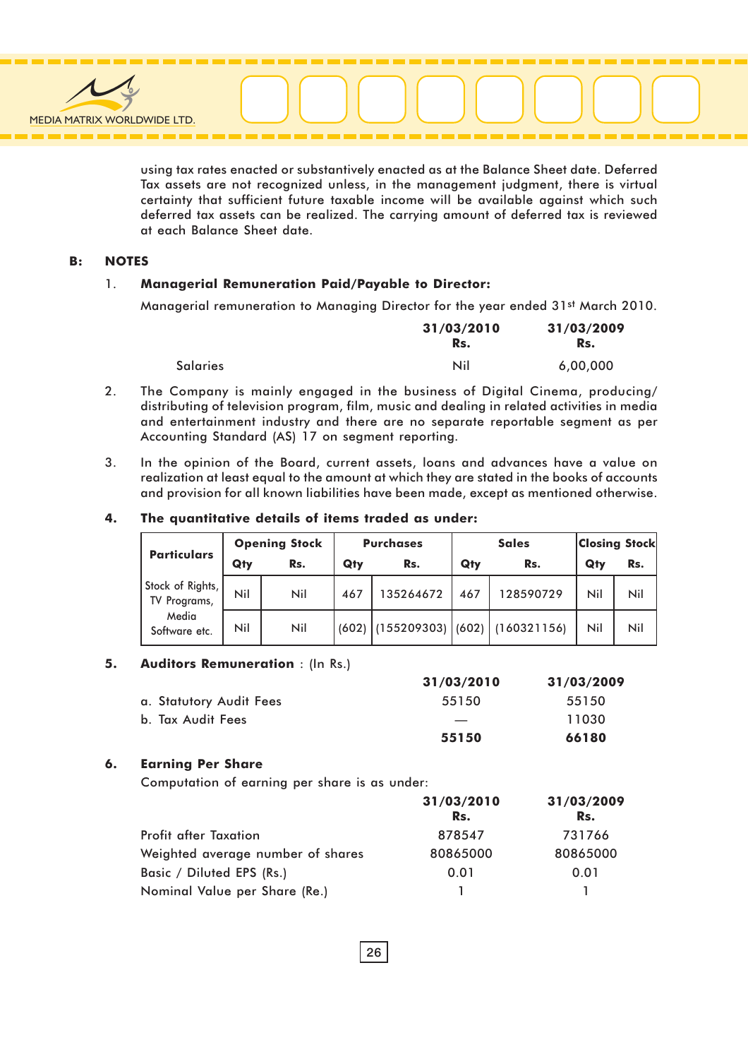using tax rates enacted or substantively enacted as at the Balance Sheet date. Deferred Tax assets are not recognized unless, in the management judgment, there is virtual certainty that sufficient future taxable income will be available against which such deferred tax assets can be realized. The carrying amount of deferred tax is reviewed at each Balance Sheet date.

## B: NOTES

1. **Managerial Remuneration Paid/Payable to Director:**

   Managerial remuneration to Managing Director for the year ended 31st March 2010.

|  | 31/03/2010 Rs. | 31/03/2009 Rs. |
|---|---|---|
| Salaries | Nil | 6,00,000 |

2. The Company is mainly engaged in the business of Digital Cinema, producing/ distributing of television program, film, music and dealing in related activities in media and entertainment industry and there are no separate reportable segment as per Accounting Standard (AS) 17 on segment reporting.

3. In the opinion of the Board, current assets, loans and advances have a value on realization at least equal to the amount at which they are stated in the books of accounts and provision for all known liabilities have been made, except as mentioned otherwise.

4. **The quantitative details of items traded as under:**

| Particulars | Opening Stock | | Purchases | | Sales | | Closing Stock | |
|---|---|---|---|---|---|---|---|---|
| | Qty | Rs. | Qty | Rs. | Qty | Rs. | Qty | Rs. |
| Stock of Rights, TV Programs, Media Software etc. | Nil | Nil | 467 | 135264672 | 467 | 128590729 | Nil | Nil |
| | Nil | Nil | (602) | (155209303) | (602) | (160321156) | Nil | Nil |

5. **Auditors Remuneration** : (In Rs.)

|  | 31/03/2010 | 31/03/2009 |
|---|---|---|
| a. Statutory Audit Fees | 55150 | 55150 |
| b. Tax Audit Fees | — | 11030 |
|  | **55150** | **66180** |

6. **Earning Per Share**

   Computation of earning per share is as under:

|  | 31/03/2010 Rs. | 31/03/2009 Rs. |
|---|---|---|
| Profit after Taxation | 878547 | 731766 |
| Weighted average number of shares | 80865000 | 80865000 |
| Basic / Diluted EPS (Rs.) | 0.01 | 0.01 |
| Nominal Value per Share (Re.) | 1 | 1 |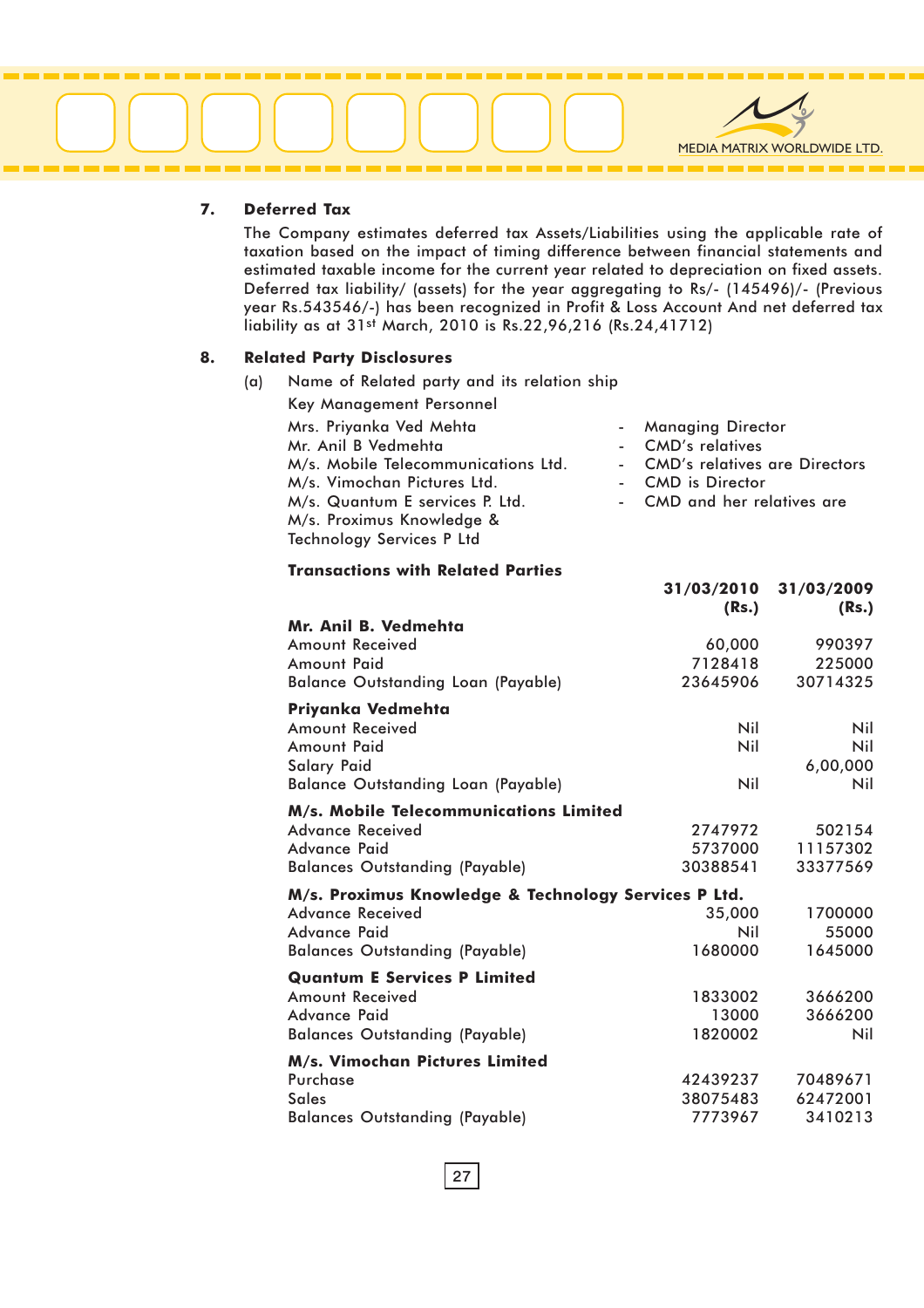**7. Deferred Tax**

The Company estimates deferred tax Assets/Liabilities using the applicable rate of taxation based on the impact of timing difference between financial statements and estimated taxable income for the current year related to depreciation on fixed assets. Deferred tax liability/ (assets) for the year aggregating to Rs/- (145496)/- (Previous year Rs.543546/-) has been recognized in Profit & Loss Account And net deferred tax liability as at 31st March, 2010 is Rs.22,96,216 (Rs.24,41712)

**8. Related Party Disclosures**

(a) Name of Related party and its relation ship

Key Management Personnel

| | | |
|---|---|---|
| Mrs. Priyanka Ved Mehta | - | Managing Director |
| Mr. Anil B Vedmehta | - | CMD's relatives |
| M/s. Mobile Telecommunications Ltd. | - | CMD's relatives are Directors |
| M/s. Vimochan Pictures Ltd. | - | CMD is Director |
| M/s. Quantum E services P. Ltd. | - | CMD and her relatives are |
| M/s. Proximus Knowledge & Technology Services P Ltd | | |

**Transactions with Related Parties**

| | 31/03/2010 (Rs.) | 31/03/2009 (Rs.) |
|---|---|---|
| **Mr. Anil B. Vedmehta** | | |
| Amount Received | 60,000 | 990397 |
| Amount Paid | 7128418 | 225000 |
| Balance Outstanding Loan (Payable) | 23645906 | 30714325 |
| **Priyanka Vedmehta** | | |
| Amount Received | Nil | Nil |
| Amount Paid | Nil | Nil |
| Salary Paid | | 6,00,000 |
| Balance Outstanding Loan (Payable) | Nil | Nil |
| **M/s. Mobile Telecommunications Limited** | | |
| Advance Received | 2747972 | 502154 |
| Advance Paid | 5737000 | 11157302 |
| Balances Outstanding (Payable) | 30388541 | 33377569 |
| **M/s. Proximus Knowledge & Technology Services P Ltd.** | | |
| Advance Received | 35,000 | 1700000 |
| Advance Paid | Nil | 55000 |
| Balances Outstanding (Payable) | 1680000 | 1645000 |
| **Quantum E Services P Limited** | | |
| Amount Received | 1833002 | 3666200 |
| Advance Paid | 13000 | 3666200 |
| Balances Outstanding (Payable) | 1820002 | Nil |
| **M/s. Vimochan Pictures Limited** | | |
| Purchase | 42439237 | 70489671 |
| Sales | 38075483 | 62472001 |
| Balances Outstanding (Payable) | 7773967 | 3410213 |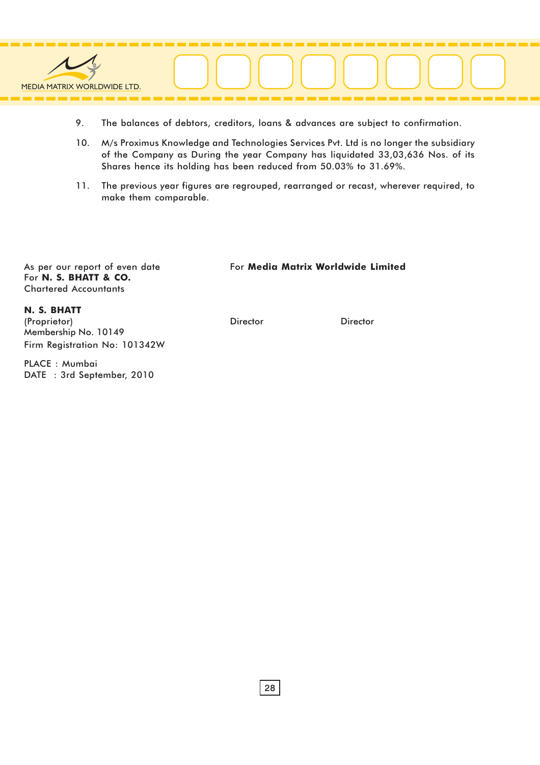9. The balances of debtors, creditors, loans & advances are subject to confirmation.

10. M/s Proximus Knowledge and Technologies Services Pvt. Ltd is no longer the subsidiary of the Company as During the year Company has liquidated 33,03,636 Nos. of its Shares hence its holding has been reduced from 50.03% to 31.69%.

11. The previous year figures are regrouped, rearranged or recast, wherever required, to make them comparable.

As per our report of even date
For **N. S. BHATT & CO.**
Chartered Accountants

**N. S. BHATT**
(Proprietor)
Membership No. 10149
Firm Registration No: 101342W

PLACE : Mumbai
DATE : 3rd September, 2010

For **Media Matrix Worldwide Limited**

Director          Director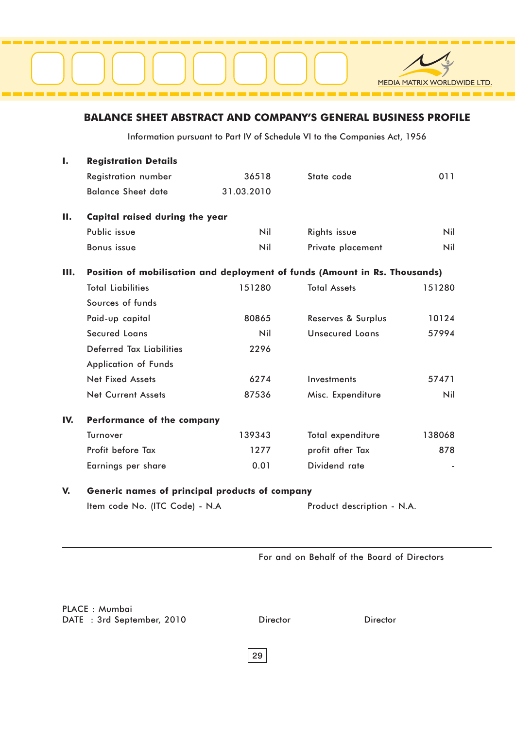## BALANCE SHEET ABSTRACT AND COMPANY'S GENERAL BUSINESS PROFILE

Information pursuant to Part IV of Schedule VI to the Companies Act, 1956

| | | | | |
|---|---|---|---|---|
| **I.** | **Registration Details** | | | |
| | Registration number | 36518 | State code | 011 |
| | Balance Sheet date | 31.03.2010 | | |
| **II.** | **Capital raised during the year** | | | |
| | Public issue | Nil | Rights issue | Nil |
| | Bonus issue | Nil | Private placement | Nil |
| **III.** | **Position of mobilisation and deployment of funds (Amount in Rs. Thousands)** | | | |
| | Total Liabilities | 151280 | Total Assets | 151280 |
| | Sources of funds | | | |
| | Paid-up capital | 80865 | Reserves & Surplus | 10124 |
| | Secured Loans | Nil | Unsecured Loans | 57994 |
| | Deferred Tax Liabilities | 2296 | | |
| | Application of Funds | | | |
| | Net Fixed Assets | 6274 | Investments | 57471 |
| | Net Current Assets | 87536 | Misc. Expenditure | Nil |
| **IV.** | **Performance of the company** | | | |
| | Turnover | 139343 | Total expenditure | 138068 |
| | Profit before Tax | 1277 | profit after Tax | 878 |
| | Earnings per share | 0.01 | Dividend rate | - |
| **V.** | **Generic names of principal products of company** | | | |
| | Item code No. (ITC Code) - N.A | | Product description - N.A. | |

For and on Behalf of the Board of Directors

PLACE : Mumbai
DATE : 3rd September, 2010

Director　　　　Director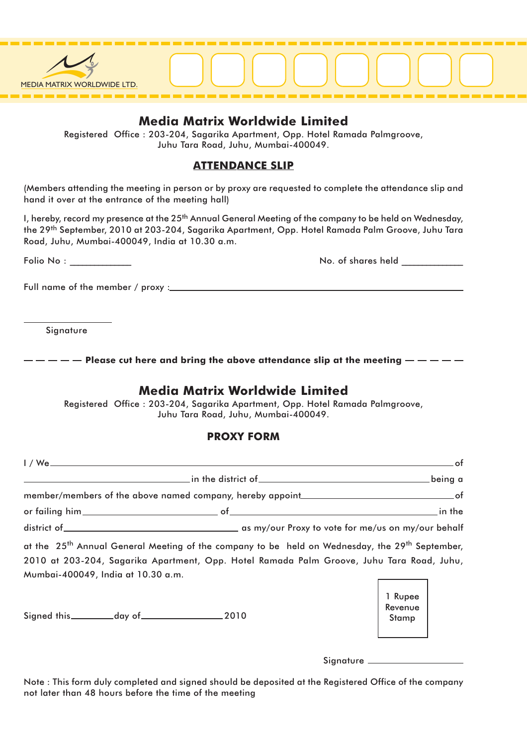MEDIA MATRIX WORLDWIDE LTD.

# Media Matrix Worldwide Limited

Registered Office : 203-204, Sagarika Apartment, Opp. Hotel Ramada Palmgroove, Juhu Tara Road, Juhu, Mumbai-400049.

## ATTENDANCE SLIP

(Members attending the meeting in person or by proxy are requested to complete the attendance slip and hand it over at the entrance of the meeting hall)

I, hereby, record my presence at the 25th Annual General Meeting of the company to be held on Wednesday, the 29th September, 2010 at 203-204, Sagarika Apartment, Opp. Hotel Ramada Palm Groove, Juhu Tara Road, Juhu, Mumbai-400049, India at 10.30 a.m.

Folio No : ____________ No. of shares held ____________

Full name of the member / proxy :____________________________________________

____________________
Signature

— — — — — **Please cut here and bring the above attendance slip at the meeting** — — — — —

# Media Matrix Worldwide Limited

Registered Office : 203-204, Sagarika Apartment, Opp. Hotel Ramada Palmgroove, Juhu Tara Road, Juhu, Mumbai-400049.

## PROXY FORM

I / We____________________________________________________________ of ____________________________ in the district of ____________________________ being a member/members of the above named company, hereby appoint ____________________________ of or failing him ____________________ of ____________________________ in the district of ____________________________ as my/our Proxy to vote for me/us on my/our behalf at the 25th Annual General Meeting of the company to be held on Wednesday, the 29th September, 2010 at 203-204, Sagarika Apartment, Opp. Hotel Ramada Palm Groove, Juhu Tara Road, Juhu, Mumbai-400049, India at 10.30 a.m.

Signed this________day of________________2010

1 Rupee Revenue Stamp

Signature ____________________

Note : This form duly completed and signed should be deposited at the Registered Office of the company not later than 48 hours before the time of the meeting